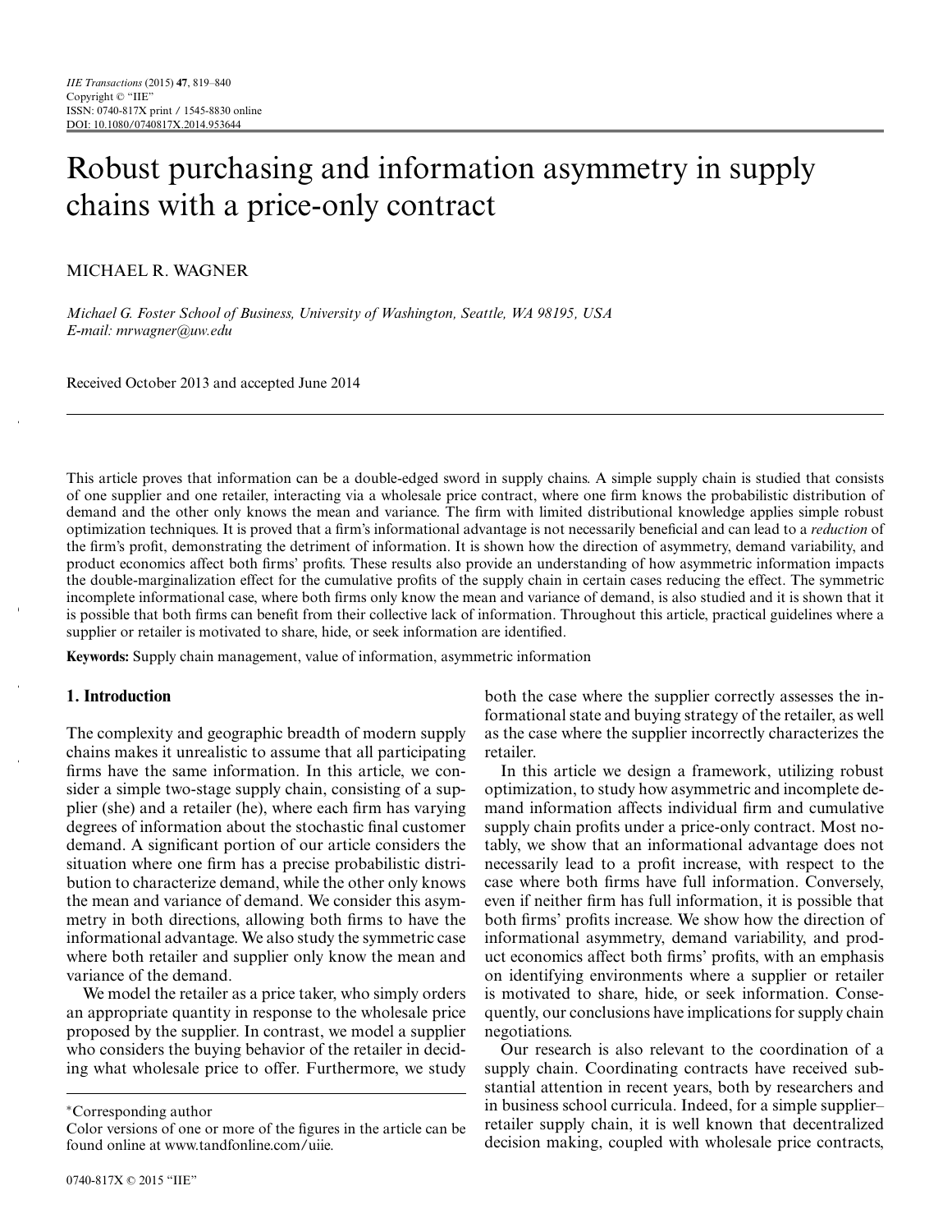# Robust purchasing and information asymmetry in supply chains with a price-only contract

MICHAEL R. WAGNER

*Michael G. Foster School of Business, University of Washington, Seattle, WA 98195, USA*
*E-mail: mrwagner@uw.edu*

Received October 2013 and accepted June 2014

This article proves that information can be a double-edged sword in supply chains. A simple supply chain is studied that consists of one supplier and one retailer, interacting via a wholesale price contract, where one firm knows the probabilistic distribution of demand and the other only knows the mean and variance. The firm with limited distributional knowledge applies simple robust optimization techniques. It is proved that a firm's informational advantage is not necessarily beneficial and can lead to a *reduction* of the firm's profit, demonstrating the detriment of information. It is shown how the direction of asymmetry, demand variability, and product economics affect both firms' profits. These results also provide an understanding of how asymmetric information impacts the double-marginalization effect for the cumulative profits of the supply chain in certain cases reducing the effect. The symmetric incomplete informational case, where both firms only know the mean and variance of demand, is also studied and it is shown that it is possible that both firms can benefit from their collective lack of information. Throughout this article, practical guidelines where a supplier or retailer is motivated to share, hide, or seek information are identified.

**Keywords:** Supply chain management, value of information, asymmetric information

## 1. Introduction

The complexity and geographic breadth of modern supply chains makes it unrealistic to assume that all participating firms have the same information. In this article, we consider a simple two-stage supply chain, consisting of a supplier (she) and a retailer (he), where each firm has varying degrees of information about the stochastic final customer demand. A significant portion of our article considers the situation where one firm has a precise probabilistic distribution to characterize demand, while the other only knows the mean and variance of demand. We consider this asymmetry in both directions, allowing both firms to have the informational advantage. We also study the symmetric case where both retailer and supplier only know the mean and variance of the demand.

We model the retailer as a price taker, who simply orders an appropriate quantity in response to the wholesale price proposed by the supplier. In contrast, we model a supplier who considers the buying behavior of the retailer in deciding what wholesale price to offer. Furthermore, we study both the case where the supplier correctly assesses the informational state and buying strategy of the retailer, as well as the case where the supplier incorrectly characterizes the retailer.

In this article we design a framework, utilizing robust optimization, to study how asymmetric and incomplete demand information affects individual firm and cumulative supply chain profits under a price-only contract. Most notably, we show that an informational advantage does not necessarily lead to a profit increase, with respect to the case where both firms have full information. Conversely, even if neither firm has full information, it is possible that both firms' profits increase. We show how the direction of informational asymmetry, demand variability, and product economics affect both firms' profits, with an emphasis on identifying environments where a supplier or retailer is motivated to share, hide, or seek information. Consequently, our conclusions have implications for supply chain negotiations.

Our research is also relevant to the coordination of a supply chain. Coordinating contracts have received substantial attention in recent years, both by researchers and in business school curricula. Indeed, for a simple supplier–retailer supply chain, it is well known that decentralized decision making, coupled with wholesale price contracts,

*Corresponding author

Color versions of one or more of the figures in the article can be found online at www.tandfonline.com/uiie.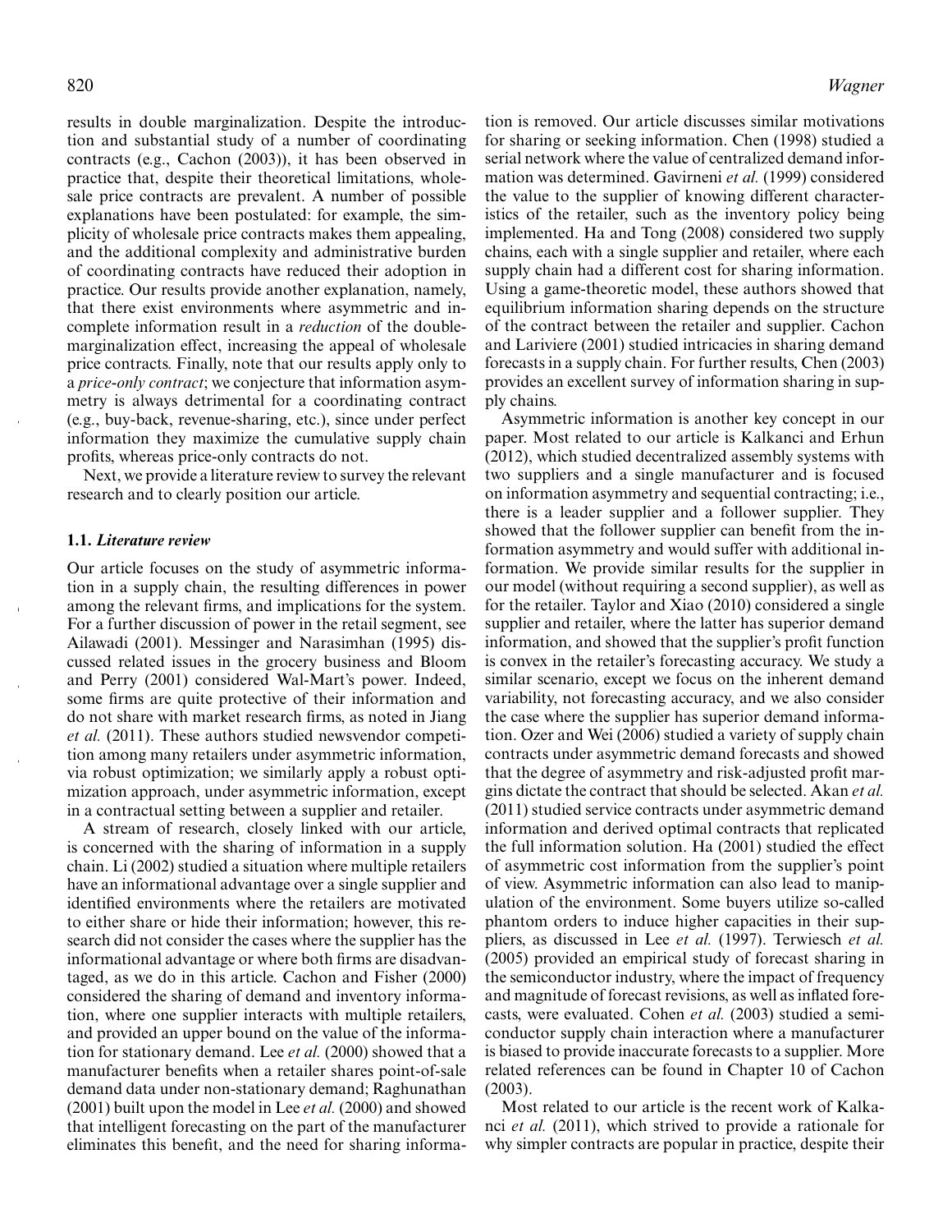results in double marginalization. Despite the introduction and substantial study of a number of coordinating contracts (e.g., Cachon (2003)), it has been observed in practice that, despite their theoretical limitations, wholesale price contracts are prevalent. A number of possible explanations have been postulated: for example, the simplicity of wholesale price contracts makes them appealing, and the additional complexity and administrative burden of coordinating contracts have reduced their adoption in practice. Our results provide another explanation, namely, that there exist environments where asymmetric and incomplete information result in a *reduction* of the double-marginalization effect, increasing the appeal of wholesale price contracts. Finally, note that our results apply only to a *price-only contract*; we conjecture that information asymmetry is always detrimental for a coordinating contract (e.g., buy-back, revenue-sharing, etc.), since under perfect information they maximize the cumulative supply chain profits, whereas price-only contracts do not.

Next, we provide a literature review to survey the relevant research and to clearly position our article.

### 1.1. *Literature review*

Our article focuses on the study of asymmetric information in a supply chain, the resulting differences in power among the relevant firms, and implications for the system. For a further discussion of power in the retail segment, see Ailawadi (2001). Messinger and Narasimhan (1995) discussed related issues in the grocery business and Bloom and Perry (2001) considered Wal-Mart's power. Indeed, some firms are quite protective of their information and do not share with market research firms, as noted in Jiang *et al.* (2011). These authors studied newsvendor competition among many retailers under asymmetric information, via robust optimization; we similarly apply a robust optimization approach, under asymmetric information, except in a contractual setting between a supplier and retailer.

A stream of research, closely linked with our article, is concerned with the sharing of information in a supply chain. Li (2002) studied a situation where multiple retailers have an informational advantage over a single supplier and identified environments where the retailers are motivated to either share or hide their information; however, this research did not consider the cases where the supplier has the informational advantage or where both firms are disadvantaged, as we do in this article. Cachon and Fisher (2000) considered the sharing of demand and inventory information, where one supplier interacts with multiple retailers, and provided an upper bound on the value of the information for stationary demand. Lee *et al.* (2000) showed that a manufacturer benefits when a retailer shares point-of-sale demand data under non-stationary demand; Raghunathan (2001) built upon the model in Lee *et al.* (2000) and showed that intelligent forecasting on the part of the manufacturer eliminates this benefit, and the need for sharing information is removed. Our article discusses similar motivations for sharing or seeking information. Chen (1998) studied a serial network where the value of centralized demand information was determined. Gavirneni *et al.* (1999) considered the value to the supplier of knowing different characteristics of the retailer, such as the inventory policy being implemented. Ha and Tong (2008) considered two supply chains, each with a single supplier and retailer, where each supply chain had a different cost for sharing information. Using a game-theoretic model, these authors showed that equilibrium information sharing depends on the structure of the contract between the retailer and supplier. Cachon and Lariviere (2001) studied intricacies in sharing demand forecasts in a supply chain. For further results, Chen (2003) provides an excellent survey of information sharing in supply chains.

Asymmetric information is another key concept in our paper. Most related to our article is Kalkanci and Erhun (2012), which studied decentralized assembly systems with two suppliers and a single manufacturer and is focused on information asymmetry and sequential contracting; i.e., there is a leader supplier and a follower supplier. They showed that the follower supplier can benefit from the information asymmetry and would suffer with additional information. We provide similar results for the supplier in our model (without requiring a second supplier), as well as for the retailer. Taylor and Xiao (2010) considered a single supplier and retailer, where the latter has superior demand information, and showed that the supplier's profit function is convex in the retailer's forecasting accuracy. We study a similar scenario, except we focus on the inherent demand variability, not forecasting accuracy, and we also consider the case where the supplier has superior demand information. Ozer and Wei (2006) studied a variety of supply chain contracts under asymmetric demand forecasts and showed that the degree of asymmetry and risk-adjusted profit margins dictate the contract that should be selected. Akan *et al.* (2011) studied service contracts under asymmetric demand information and derived optimal contracts that replicated the full information solution. Ha (2001) studied the effect of asymmetric cost information from the supplier's point of view. Asymmetric information can also lead to manipulation of the environment. Some buyers utilize so-called phantom orders to induce higher capacities in their suppliers, as discussed in Lee *et al.* (1997). Terwiesch *et al.* (2005) provided an empirical study of forecast sharing in the semiconductor industry, where the impact of frequency and magnitude of forecast revisions, as well as inflated forecasts, were evaluated. Cohen *et al.* (2003) studied a semiconductor supply chain interaction where a manufacturer is biased to provide inaccurate forecasts to a supplier. More related references can be found in Chapter 10 of Cachon (2003).

Most related to our article is the recent work of Kalkanci *et al.* (2011), which strived to provide a rationale for why simpler contracts are popular in practice, despite their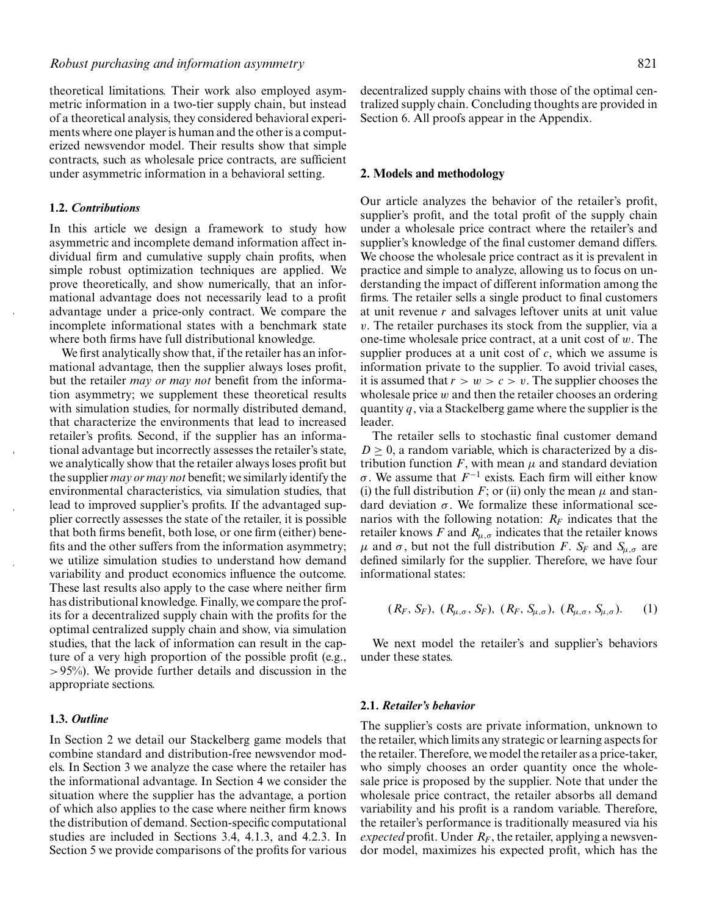theoretical limitations. Their work also employed asymmetric information in a two-tier supply chain, but instead of a theoretical analysis, they considered behavioral experiments where one player is human and the other is a computerized newsvendor model. Their results show that simple contracts, such as wholesale price contracts, are sufficient under asymmetric information in a behavioral setting.

### 1.2. *Contributions*

In this article we design a framework to study how asymmetric and incomplete demand information affect individual firm and cumulative supply chain profits, when simple robust optimization techniques are applied. We prove theoretically, and show numerically, that an informational advantage does not necessarily lead to a profit advantage under a price-only contract. We compare the incomplete informational states with a benchmark state where both firms have full distributional knowledge.

We first analytically show that, if the retailer has an informational advantage, then the supplier always loses profit, but the retailer *may or may not* benefit from the information asymmetry; we supplement these theoretical results with simulation studies, for normally distributed demand, that characterize the environments that lead to increased retailer's profits. Second, if the supplier has an informational advantage but incorrectly assesses the retailer's state, we analytically show that the retailer always loses profit but the supplier *may or may not* benefit; we similarly identify the environmental characteristics, via simulation studies, that lead to improved supplier's profits. If the advantaged supplier correctly assesses the state of the retailer, it is possible that both firms benefit, both lose, or one firm (either) benefits and the other suffers from the information asymmetry; we utilize simulation studies to understand how demand variability and product economics influence the outcome. These last results also apply to the case where neither firm has distributional knowledge. Finally, we compare the profits for a decentralized supply chain with the profits for the optimal centralized supply chain and show, via simulation studies, that the lack of information can result in the capture of a very high proportion of the possible profit (e.g., $>95\%$). We provide further details and discussion in the appropriate sections.

### 1.3. *Outline*

In Section 2 we detail our Stackelberg game models that combine standard and distribution-free newsvendor models. In Section 3 we analyze the case where the retailer has the informational advantage. In Section 4 we consider the situation where the supplier has the advantage, a portion of which also applies to the case where neither firm knows the distribution of demand. Section-specific computational studies are included in Sections 3.4, 4.1.3, and 4.2.3. In Section 5 we provide comparisons of the profits for various decentralized supply chains with those of the optimal centralized supply chain. Concluding thoughts are provided in Section 6. All proofs appear in the Appendix.

## 2. Models and methodology

Our article analyzes the behavior of the retailer's profit, supplier's profit, and the total profit of the supply chain under a wholesale price contract where the retailer's and supplier's knowledge of the final customer demand differs. We choose the wholesale price contract as it is prevalent in practice and simple to analyze, allowing us to focus on understanding the impact of different information among the firms. The retailer sells a single product to final customers at unit revenue $r$ and salvages leftover units at unit value $v$. The retailer purchases its stock from the supplier, via a one-time wholesale price contract, at a unit cost of $w$. The supplier produces at a unit cost of $c$, which we assume is information private to the supplier. To avoid trivial cases, it is assumed that $r > w > c > v$. The supplier chooses the wholesale price $w$ and then the retailer chooses an ordering quantity $q$, via a Stackelberg game where the supplier is the leader.

The retailer sells to stochastic final customer demand $D \geq 0$, a random variable, which is characterized by a distribution function $F$, with mean $\mu$ and standard deviation $\sigma$. We assume that $F^{-1}$ exists. Each firm will either know (i) the full distribution $F$; or (ii) only the mean $\mu$ and standard deviation $\sigma$. We formalize these informational scenarios with the following notation: $R_F$ indicates that the retailer knows $F$ and $R_{\mu,\sigma}$ indicates that the retailer knows $\mu$ and $\sigma$, but not the full distribution $F$. $S_F$ and $S_{\mu,\sigma}$ are defined similarly for the supplier. Therefore, we have four informational states:

$$(R_F, S_F),\ (R_{\mu,\sigma}, S_F),\ (R_F, S_{\mu,\sigma}),\ (R_{\mu,\sigma}, S_{\mu,\sigma}). \tag{1}$$

We next model the retailer's and supplier's behaviors under these states.

### 2.1. *Retailer's behavior*

The supplier's costs are private information, unknown to the retailer, which limits any strategic or learning aspects for the retailer. Therefore, we model the retailer as a price-taker, who simply chooses an order quantity once the wholesale price is proposed by the supplier. Note that under the wholesale price contract, the retailer absorbs all demand variability and his profit is a random variable. Therefore, the retailer's performance is traditionally measured via his *expected* profit. Under $R_F$, the retailer, applying a newsvendor model, maximizes his expected profit, which has the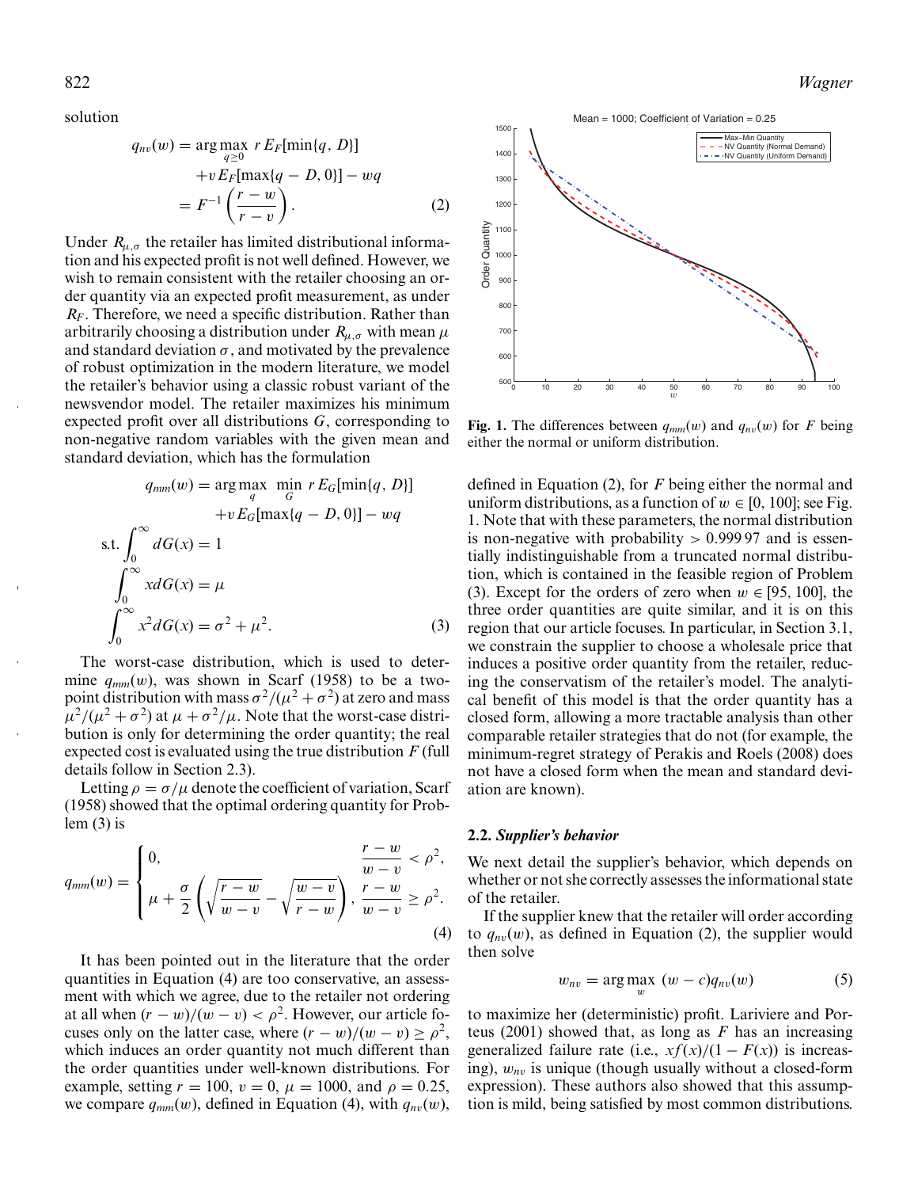solution

$$q_{nv}(w) = \arg\max_{q \geq 0} \; r\,E_F[\min\{q,\,D\}] + v\,E_F[\max\{q - D, 0\}] - wq = F^{-1}\left(\frac{r-w}{r-v}\right). \tag{2}$$

Under $R_{\mu,\sigma}$ the retailer has limited distributional information and his expected profit is not well defined. However, we wish to remain consistent with the retailer choosing an order quantity via an expected profit measurement, as under $R_F$. Therefore, we need a specific distribution. Rather than arbitrarily choosing a distribution under $R_{\mu,\sigma}$ with mean $\mu$ and standard deviation $\sigma$, and motivated by the prevalence of robust optimization in the modern literature, we model the retailer's behavior using a classic robust variant of the newsvendor model. The retailer maximizes his minimum expected profit over all distributions $G$, corresponding to non-negative random variables with the given mean and standard deviation, which has the formulation

$$\begin{aligned} q_{mm}(w) = \arg\max_{q} \; \min_{G} \; & r\,E_G[\min\{q,\,D\}] + v\,E_G[\max\{q - D, 0\}] - wq \\ \text{s.t.} \; & \int_0^\infty dG(x) = 1 \\ & \int_0^\infty x\,dG(x) = \mu \\ & \int_0^\infty x^2 dG(x) = \sigma^2 + \mu^2. \end{aligned} \tag{3}$$

The worst-case distribution, which is used to determine $q_{mm}(w)$, was shown in Scarf (1958) to be a two-point distribution with mass $\sigma^2/(\mu^2+\sigma^2)$ at zero and mass $\mu^2/(\mu^2+\sigma^2)$ at $\mu + \sigma^2/\mu$. Note that the worst-case distribution is only for determining the order quantity; the real expected cost is evaluated using the true distribution $F$ (full details follow in Section 2.3).

Letting $\rho = \sigma/\mu$ denote the coefficient of variation, Scarf (1958) showed that the optimal ordering quantity for Problem (3) is

$$q_{mm}(w) = \begin{cases} 0, & \dfrac{r-w}{w-v} < \rho^2, \\ \mu + \dfrac{\sigma}{2}\left(\sqrt{\dfrac{r-w}{w-v}} - \sqrt{\dfrac{w-v}{r-w}}\right), & \dfrac{r-w}{w-v} \geq \rho^2. \end{cases} \tag{4}$$

It has been pointed out in the literature that the order quantities in Equation (4) are too conservative, an assessment with which we agree, due to the retailer not ordering at all when $(r-w)/(w-v) < \rho^2$. However, our article focuses only on the latter case, where $(r-w)/(w-v) \geq \rho^2$, which induces an order quantity not much different than the order quantities under well-known distributions. For example, setting $r = 100$, $v = 0$, $\mu = 1000$, and $\rho = 0.25$, we compare $q_{mm}(w)$, defined in Equation (4), with $q_{nv}(w)$, defined in Equation (2), for $F$ being either the normal and uniform distributions, as a function of $w \in [0, 100]$; see Fig. 1. Note that with these parameters, the normal distribution is non-negative with probability $> 0.99997$ and is essentially indistinguishable from a truncated normal distribution, which is contained in the feasible region of Problem (3). Except for the orders of zero when $w \in [95, 100]$, the three order quantities are quite similar, and it is on this region that our article focuses. In particular, in Section 3.1, we constrain the supplier to choose a wholesale price that induces a positive order quantity from the retailer, reducing the conservatism of the retailer's model. The analytical benefit of this model is that the order quantity has a closed form, allowing a more tractable analysis than other comparable retailer strategies that do not (for example, the minimum-regret strategy of Perakis and Roels (2008) does not have a closed form when the mean and standard deviation are known).

Mean = 1000; Coefficient of Variation = 0.25

Max–Min Quantity
NV Quantity (Normal Demand)
NV Quantity (Uniform Demand)

Order Quantity

1500
1400
1300
1200
1100
1000
900
800
700
600
500

0 10 20 30 40 50 60 70 80 90 100

$w$

**Fig. 1.** The differences between $q_{mm}(w)$ and $q_{nv}(w)$ for $F$ being either the normal or uniform distribution.

### 2.2. *Supplier's behavior*

We next detail the supplier's behavior, which depends on whether or not she correctly assesses the informational state of the retailer.

If the supplier knew that the retailer will order according to $q_{nv}(w)$, as defined in Equation (2), the supplier would then solve

$$w_{nv} = \arg\max_{w} \; (w - c)q_{nv}(w) \tag{5}$$

to maximize her (deterministic) profit. Lariviere and Porteus (2001) showed that, as long as $F$ has an increasing generalized failure rate (i.e., $xf(x)/(1 - F(x))$ is increasing), $w_{nv}$ is unique (though usually without a closed-form expression). These authors also showed that this assumption is mild, being satisfied by most common distributions.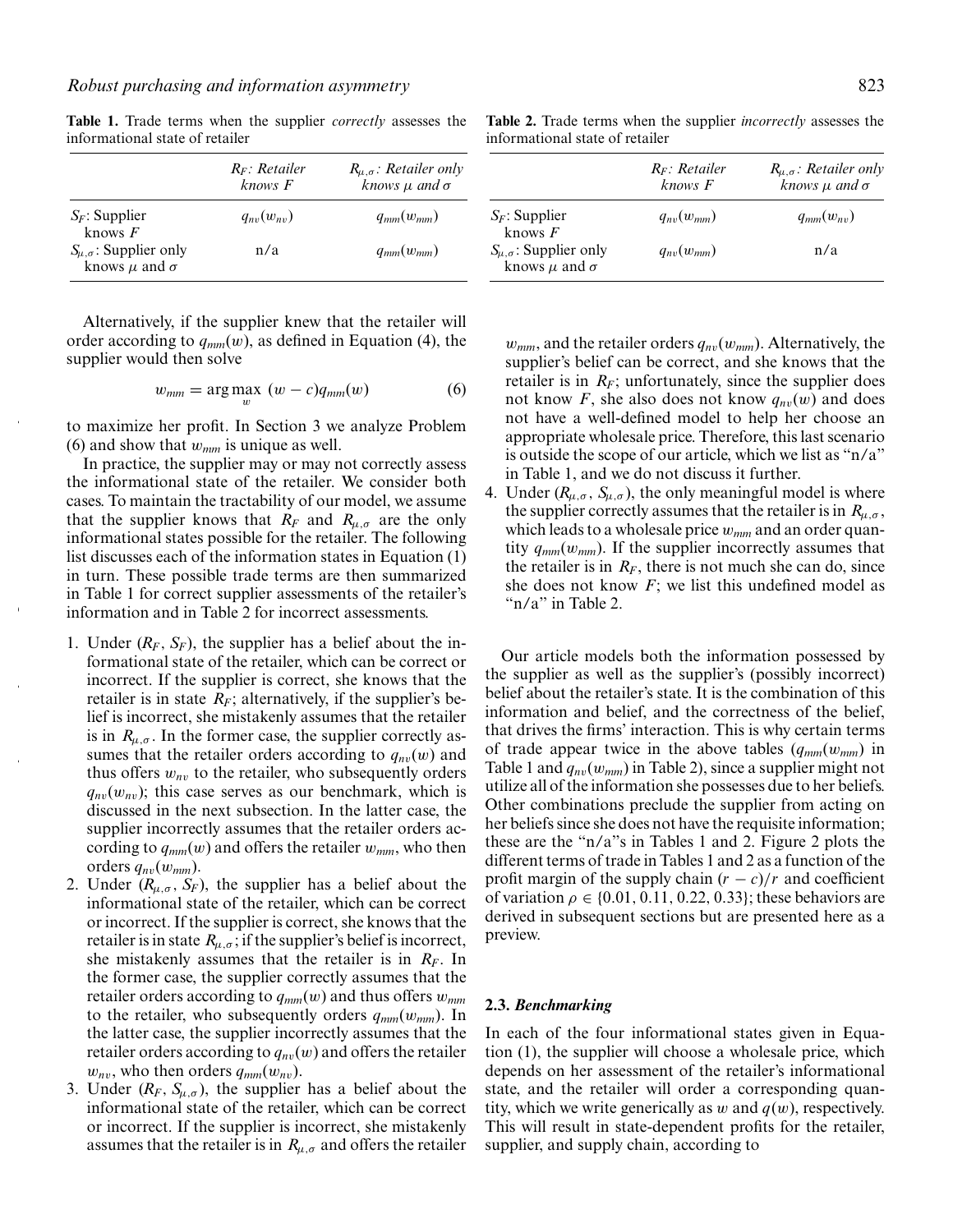**Table 1.** Trade terms when the supplier *correctly* assesses the informational state of retailer

| | $R_F$: *Retailer knows $F$* | $R_{\mu,\sigma}$: *Retailer only knows $\mu$ and $\sigma$* |
|---|---|---|
| $S_F$: Supplier knows $F$ | $q_{nv}(w_{nv})$ | $q_{mm}(w_{mm})$ |
| $S_{\mu,\sigma}$: Supplier only knows $\mu$ and $\sigma$ | n/a | $q_{mm}(w_{mm})$ |

**Table 2.** Trade terms when the supplier *incorrectly* assesses the informational state of retailer

| | $R_F$: *Retailer knows $F$* | $R_{\mu,\sigma}$: *Retailer only knows $\mu$ and $\sigma$* |
|---|---|---|
| $S_F$: Supplier knows $F$ | $q_{nv}(w_{mm})$ | $q_{mm}(w_{nv})$ |
| $S_{\mu,\sigma}$: Supplier only knows $\mu$ and $\sigma$ | $q_{nv}(w_{mm})$ | n/a |

Alternatively, if the supplier knew that the retailer will order according to $q_{mm}(w)$, as defined in Equation (4), the supplier would then solve

$$w_{mm} = \arg\max_{w} \ (w - c)q_{mm}(w) \tag{6}$$

to maximize her profit. In Section 3 we analyze Problem (6) and show that $w_{mm}$ is unique as well.

In practice, the supplier may or may not correctly assess the informational state of the retailer. We consider both cases. To maintain the tractability of our model, we assume that the supplier knows that $R_F$ and $R_{\mu,\sigma}$ are the only informational states possible for the retailer. The following list discusses each of the information states in Equation (1) in turn. These possible trade terms are then summarized in Table 1 for correct supplier assessments of the retailer's information and in Table 2 for incorrect assessments.

1. Under $(R_F, S_F)$, the supplier has a belief about the informational state of the retailer, which can be correct or incorrect. If the supplier is correct, she knows that the retailer is in state $R_F$; alternatively, if the supplier's belief is incorrect, she mistakenly assumes that the retailer is in $R_{\mu,\sigma}$. In the former case, the supplier correctly assumes that the retailer orders according to $q_{nv}(w)$ and thus offers $w_{nv}$ to the retailer, who subsequently orders $q_{nv}(w_{nv})$; this case serves as our benchmark, which is discussed in the next subsection. In the latter case, the supplier incorrectly assumes that the retailer orders according to $q_{mm}(w)$ and offers the retailer $w_{mm}$, who then orders $q_{nv}(w_{mm})$.
2. Under $(R_{\mu,\sigma}, S_F)$, the supplier has a belief about the informational state of the retailer, which can be correct or incorrect. If the supplier is correct, she knows that the retailer is in state $R_{\mu,\sigma}$; if the supplier's belief is incorrect, she mistakenly assumes that the retailer is in $R_F$. In the former case, the supplier correctly assumes that the retailer orders according to $q_{mm}(w)$ and thus offers $w_{mm}$ to the retailer, who subsequently orders $q_{mm}(w_{mm})$. In the latter case, the supplier incorrectly assumes that the retailer orders according to $q_{nv}(w)$ and offers the retailer $w_{nv}$, who then orders $q_{mm}(w_{nv})$.
3. Under $(R_F, S_{\mu,\sigma})$, the supplier has a belief about the informational state of the retailer, which can be correct or incorrect. If the supplier is incorrect, she mistakenly assumes that the retailer is in $R_{\mu,\sigma}$ and offers the retailer $w_{mm}$, and the retailer orders $q_{nv}(w_{mm})$. Alternatively, the supplier's belief can be correct, and she knows that the retailer is in $R_F$; unfortunately, since the supplier does not know $F$, she also does not know $q_{nv}(w)$ and does not have a well-defined model to help her choose an appropriate wholesale price. Therefore, this last scenario is outside the scope of our article, which we list as "n/a" in Table 1, and we do not discuss it further.
4. Under $(R_{\mu,\sigma}, S_{\mu,\sigma})$, the only meaningful model is where the supplier correctly assumes that the retailer is in $R_{\mu,\sigma}$, which leads to a wholesale price $w_{mm}$ and an order quantity $q_{mm}(w_{mm})$. If the supplier incorrectly assumes that the retailer is in $R_F$, there is not much she can do, since she does not know $F$; we list this undefined model as "n/a" in Table 2.

Our article models both the information possessed by the supplier as well as the supplier's (possibly incorrect) belief about the retailer's state. It is the combination of this information and belief, and the correctness of the belief, that drives the firms' interaction. This is why certain terms of trade appear twice in the above tables ($q_{mm}(w_{mm})$ in Table 1 and $q_{nv}(w_{mm})$ in Table 2), since a supplier might not utilize all of the information she possesses due to her beliefs. Other combinations preclude the supplier from acting on her beliefs since she does not have the requisite information; these are the "n/a"s in Tables 1 and 2. Figure 2 plots the different terms of trade in Tables 1 and 2 as a function of the profit margin of the supply chain $(r - c)/r$ and coefficient of variation $\rho \in \{0.01, 0.11, 0.22, 0.33\}$; these behaviors are derived in subsequent sections but are presented here as a preview.

### 2.3. *Benchmarking*

In each of the four informational states given in Equation (1), the supplier will choose a wholesale price, which depends on her assessment of the retailer's informational state, and the retailer will order a corresponding quantity, which we write generically as $w$ and $q(w)$, respectively. This will result in state-dependent profits for the retailer, supplier, and supply chain, according to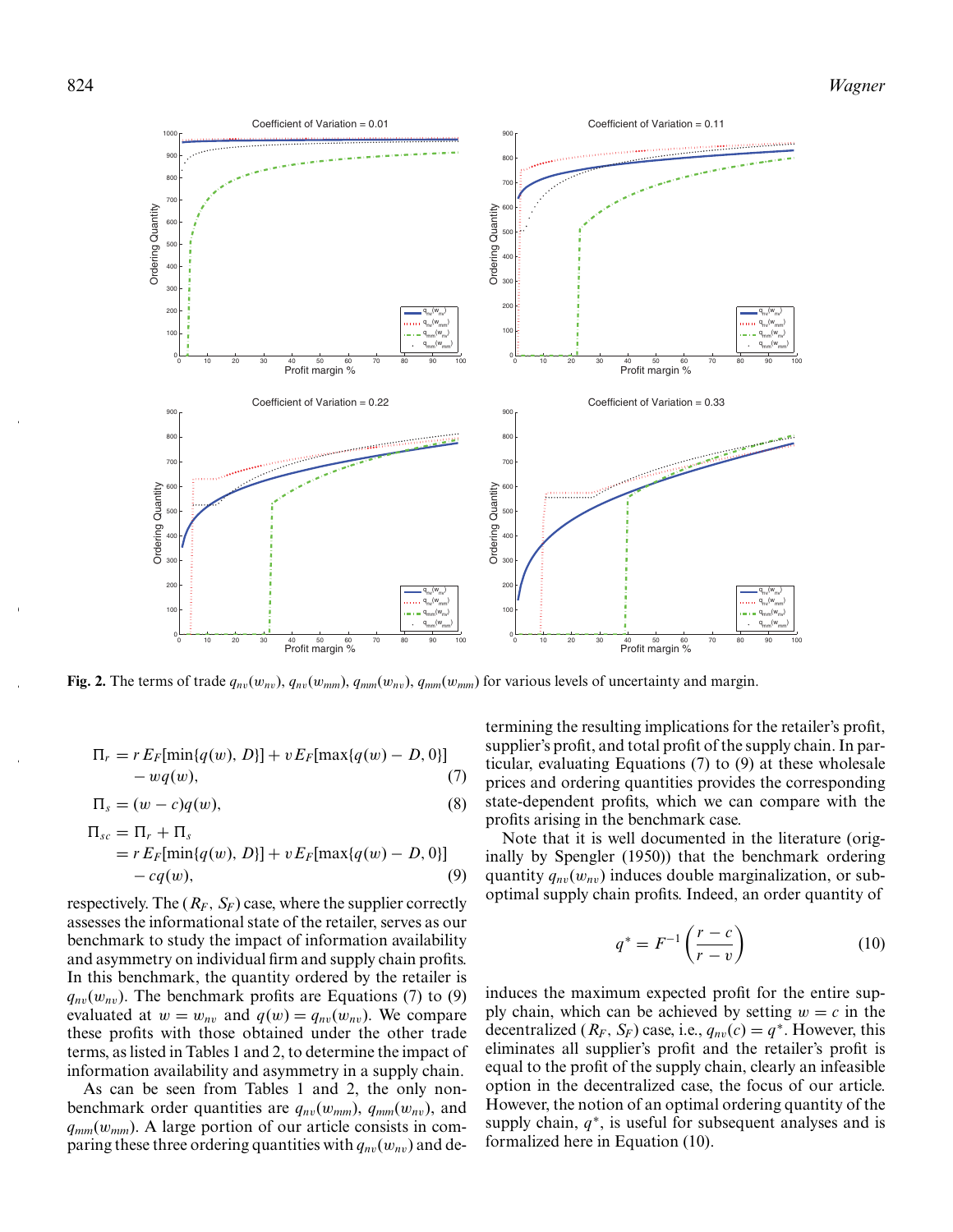Coefficient of Variation = 0.01

Ordering Quantity

Profit margin %

Coefficient of Variation = 0.11

Ordering Quantity

Profit margin %

Coefficient of Variation = 0.22

Ordering Quantity

Profit margin %

Coefficient of Variation = 0.33

Ordering Quantity

Profit margin %

$q_{nv}(w_{nv})$
$q_{nv}(w_{mm})$
$q_{mm}(w_{nv})$
$q_{mm}(w_{mm})$

**Fig. 2.** The terms of trade $q_{nv}(w_{nv})$, $q_{nv}(w_{mm})$, $q_{mm}(w_{nv})$, $q_{mm}(w_{mm})$ for various levels of uncertainty and margin.

$$
\begin{aligned}
\Pi_r &= r\,E_F[\min\{q(w), D\}] + v\,E_F[\max\{q(w) - D, 0\}] \\
&\quad - wq(w), \qquad (7)\\
\Pi_s &= (w - c)q(w), \qquad (8)\\
\Pi_{sc} &= \Pi_r + \Pi_s \\
&= r\,E_F[\min\{q(w), D\}] + v\,E_F[\max\{q(w) - D, 0\}] \\
&\quad - cq(w), \qquad (9)
\end{aligned}
$$

respectively. The $(R_F, S_F)$ case, where the supplier correctly assesses the informational state of the retailer, serves as our benchmark to study the impact of information availability and asymmetry on individual firm and supply chain profits. In this benchmark, the quantity ordered by the retailer is $q_{nv}(w_{nv})$. The benchmark profits are Equations (7) to (9) evaluated at $w = w_{nv}$ and $q(w) = q_{nv}(w_{nv})$. We compare these profits with those obtained under the other trade terms, as listed in Tables 1 and 2, to determine the impact of information availability and asymmetry in a supply chain.

As can be seen from Tables 1 and 2, the only non-benchmark order quantities are $q_{nv}(w_{mm})$, $q_{mm}(w_{nv})$, and $q_{mm}(w_{mm})$. A large portion of our article consists in comparing these three ordering quantities with $q_{nv}(w_{nv})$ and determining the resulting implications for the retailer's profit, supplier's profit, and total profit of the supply chain. In particular, evaluating Equations (7) to (9) at these wholesale prices and ordering quantities provides the corresponding state-dependent profits, which we can compare with the profits arising in the benchmark case.

Note that it is well documented in the literature (originally by Spengler (1950)) that the benchmark ordering quantity $q_{nv}(w_{nv})$ induces double marginalization, or sub-optimal supply chain profits. Indeed, an order quantity of

$$
q^* = F^{-1}\left(\frac{r - c}{r - v}\right) \qquad (10)
$$

induces the maximum expected profit for the entire supply chain, which can be achieved by setting $w = c$ in the decentralized $(R_F, S_F)$ case, i.e., $q_{nv}(c) = q^*$. However, this eliminates all supplier's profit and the retailer's profit is equal to the profit of the supply chain, clearly an infeasible option in the decentralized case, the focus of our article. However, the notion of an optimal ordering quantity of the supply chain, $q^*$, is useful for subsequent analyses and is formalized here in Equation (10).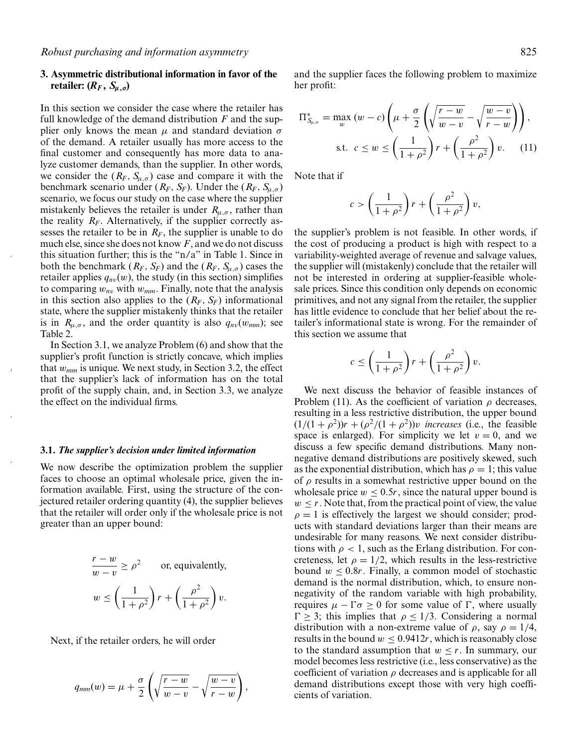## 3. Asymmetric distributional information in favor of the retailer: $(R_F, S_{\mu,\sigma})$

In this section we consider the case where the retailer has full knowledge of the demand distribution $F$ and the supplier only knows the mean $\mu$ and standard deviation $\sigma$ of the demand. A retailer usually has more access to the final customer and consequently has more data to analyze customer demands, than the supplier. In other words, we consider the $(R_F, S_{\mu,\sigma})$ case and compare it with the benchmark scenario under $(R_F, S_F)$. Under the $(R_F, S_{\mu,\sigma})$ scenario, we focus our study on the case where the supplier mistakenly believes the retailer is under $R_{\mu,\sigma}$, rather than the reality $R_F$. Alternatively, if the supplier correctly assesses the retailer to be in $R_F$, the supplier is unable to do much else, since she does not know $F$, and we do not discuss this situation further; this is the "n/a" in Table 1. Since in both the benchmark $(R_F, S_F)$ and the $(R_F, S_{\mu,\sigma})$ cases the retailer applies $q_{nv}(w)$, the study (in this section) simplifies to comparing $w_{nv}$ with $w_{mm}$. Finally, note that the analysis in this section also applies to the $(R_F, S_F)$ informational state, where the supplier mistakenly thinks that the retailer is in $R_{\mu,\sigma}$, and the order quantity is also $q_{nv}(w_{mm})$; see Table 2.

In Section 3.1, we analyze Problem (6) and show that the supplier's profit function is strictly concave, which implies that $w_{mm}$ is unique. We next study, in Section 3.2, the effect that the supplier's lack of information has on the total profit of the supply chain, and, in Section 3.3, we analyze the effect on the individual firms.

### 3.1. *The supplier's decision under limited information*

We now describe the optimization problem the supplier faces to choose an optimal wholesale price, given the information available. First, using the structure of the conjectured retailer ordering quantity (4), the supplier believes that the retailer will order only if the wholesale price is not greater than an upper bound:

$$\frac{r-w}{w-v} \geq \rho^2 \qquad \text{or, equivalently,}$$

$$w \leq \left(\frac{1}{1+\rho^2}\right) r + \left(\frac{\rho^2}{1+\rho^2}\right) v.$$

Next, if the retailer orders, he will order

$$q_{mm}(w) = \mu + \frac{\sigma}{2}\left(\sqrt{\frac{r-w}{w-v}} - \sqrt{\frac{w-v}{r-w}}\right),$$

and the supplier faces the following problem to maximize her profit:

$$\Pi^*_{S_{\mu,\sigma}} = \max_w \,(w-c)\left(\mu + \frac{\sigma}{2}\left(\sqrt{\frac{r-w}{w-v}} - \sqrt{\frac{w-v}{r-w}}\right)\right),$$
$$\text{s.t.}\;\; c \leq w \leq \left(\frac{1}{1+\rho^2}\right) r + \left(\frac{\rho^2}{1+\rho^2}\right) v. \qquad (11)$$

Note that if

$$c > \left(\frac{1}{1+\rho^2}\right) r + \left(\frac{\rho^2}{1+\rho^2}\right) v,$$

the supplier's problem is not feasible. In other words, if the cost of producing a product is high with respect to a variability-weighted average of revenue and salvage values, the supplier will (mistakenly) conclude that the retailer will not be interested in ordering at supplier-feasible wholesale prices. Since this condition only depends on economic primitives, and not any signal from the retailer, the supplier has little evidence to conclude that her belief about the retailer's informational state is wrong. For the remainder of this section we assume that

$$c \leq \left(\frac{1}{1+\rho^2}\right) r + \left(\frac{\rho^2}{1+\rho^2}\right) v.$$

We next discuss the behavior of feasible instances of Problem (11). As the coefficient of variation $\rho$ decreases, resulting in a less restrictive distribution, the upper bound $(1/(1+\rho^2))r + (\rho^2/(1+\rho^2))v$ *increases* (i.e., the feasible space is enlarged). For simplicity we let $v = 0$, and we discuss a few specific demand distributions. Many nonnegative demand distributions are positively skewed, such as the exponential distribution, which has $\rho = 1$; this value of $\rho$ results in a somewhat restrictive upper bound on the wholesale price $w \leq 0.5r$, since the natural upper bound is $w \leq r$. Note that, from the practical point of view, the value $\rho = 1$ is effectively the largest we should consider; products with standard deviations larger than their means are undesirable for many reasons. We next consider distributions with $\rho < 1$, such as the Erlang distribution. For concreteness, let $\rho = 1/2$, which results in the less-restrictive bound $w \leq 0.8r$. Finally, a common model of stochastic demand is the normal distribution, which, to ensure nonnegativity of the random variable with high probability, requires $\mu - \Gamma\sigma \geq 0$ for some value of $\Gamma$, where usually $\Gamma \geq 3$; this implies that $\rho \leq 1/3$. Considering a normal distribution with a non-extreme value of $\rho$, say $\rho = 1/4$, results in the bound $w \leq 0.9412r$, which is reasonably close to the standard assumption that $w \leq r$. In summary, our model becomes less restrictive (i.e., less conservative) as the coefficient of variation $\rho$ decreases and is applicable for all demand distributions except those with very high coefficients of variation.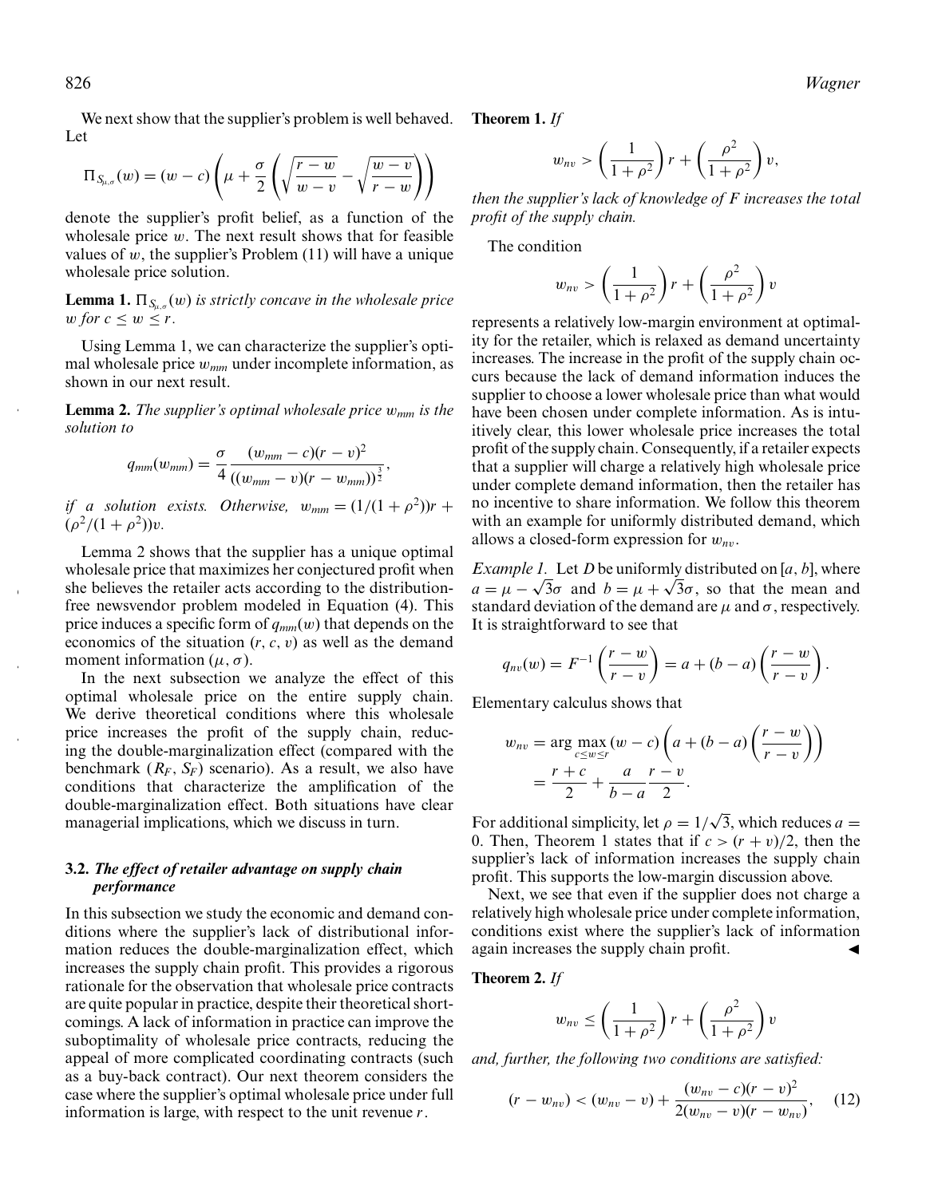We next show that the supplier's problem is well behaved. Let

$$\Pi_{S_{\mu,\sigma}}(w) = (w - c)\left(\mu + \frac{\sigma}{2}\left(\sqrt{\frac{r-w}{w-v}} - \sqrt{\frac{w-v}{r-w}}\right)\right)$$

denote the supplier's profit belief, as a function of the wholesale price $w$. The next result shows that for feasible values of $w$, the supplier's Problem (11) will have a unique wholesale price solution.

**Lemma 1.** *$\Pi_{S_{\mu,\sigma}}(w)$ is strictly concave in the wholesale price $w$ for $c \leq w \leq r$.*

Using Lemma 1, we can characterize the supplier's optimal wholesale price $w_{mm}$ under incomplete information, as shown in our next result.

**Lemma 2.** *The supplier's optimal wholesale price $w_{mm}$ is the solution to*

$$q_{mm}(w_{mm}) = \frac{\sigma}{4}\frac{(w_{mm} - c)(r - v)^2}{((w_{mm} - v)(r - w_{mm}))^{\frac{3}{2}}},$$

*if a solution exists. Otherwise, $w_{mm} = (1/(1 + \rho^2))r + (\rho^2/(1 + \rho^2))v$.*

Lemma 2 shows that the supplier has a unique optimal wholesale price that maximizes her conjectured profit when she believes the retailer acts according to the distribution-free newsvendor problem modeled in Equation (4). This price induces a specific form of $q_{mm}(w)$ that depends on the economics of the situation $(r, c, v)$ as well as the demand moment information $(\mu, \sigma)$.

In the next subsection we analyze the effect of this optimal wholesale price on the entire supply chain. We derive theoretical conditions where this wholesale price increases the profit of the supply chain, reducing the double-marginalization effect (compared with the benchmark $(R_F, S_F)$ scenario). As a result, we also have conditions that characterize the amplification of the double-marginalization effect. Both situations have clear managerial implications, which we discuss in turn.

### 3.2. *The effect of retailer advantage on supply chain performance*

In this subsection we study the economic and demand conditions where the supplier's lack of distributional information reduces the double-marginalization effect, which increases the supply chain profit. This provides a rigorous rationale for the observation that wholesale price contracts are quite popular in practice, despite their theoretical shortcomings. A lack of information in practice can improve the suboptimality of wholesale price contracts, reducing the appeal of more complicated coordinating contracts (such as a buy-back contract). Our next theorem considers the case where the supplier's optimal wholesale price under full information is large, with respect to the unit revenue $r$.

**Theorem 1.** *If*

$$w_{nv} > \left(\frac{1}{1 + \rho^2}\right)r + \left(\frac{\rho^2}{1 + \rho^2}\right)v,$$

*then the supplier's lack of knowledge of $F$ increases the total profit of the supply chain.*

The condition

$$w_{nv} > \left(\frac{1}{1 + \rho^2}\right)r + \left(\frac{\rho^2}{1 + \rho^2}\right)v$$

represents a relatively low-margin environment at optimality for the retailer, which is relaxed as demand uncertainty increases. The increase in the profit of the supply chain occurs because the lack of demand information induces the supplier to choose a lower wholesale price than what would have been chosen under complete information. As is intuitively clear, this lower wholesale price increases the total profit of the supply chain. Consequently, if a retailer expects that a supplier will charge a relatively high wholesale price under complete demand information, then the retailer has no incentive to share information. We follow this theorem with an example for uniformly distributed demand, which allows a closed-form expression for $w_{nv}$.

*Example 1.* Let $D$ be uniformly distributed on $[a, b]$, where $a = \mu - \sqrt{3}\sigma$ and $b = \mu + \sqrt{3}\sigma$, so that the mean and standard deviation of the demand are $\mu$ and $\sigma$, respectively. It is straightforward to see that

$$q_{nv}(w) = F^{-1}\left(\frac{r - w}{r - v}\right) = a + (b - a)\left(\frac{r - w}{r - v}\right).$$

Elementary calculus shows that

$$\begin{aligned} w_{nv} &= \arg\max_{c \leq w \leq r} (w - c)\left(a + (b - a)\left(\frac{r - w}{r - v}\right)\right) \\ &= \frac{r + c}{2} + \frac{a}{b - a}\frac{r - v}{2}. \end{aligned}$$

For additional simplicity, let $\rho = 1/\sqrt{3}$, which reduces $a = 0$. Then, Theorem 1 states that if $c > (r + v)/2$, then the supplier's lack of information increases the supply chain profit. This supports the low-margin discussion above.

Next, we see that even if the supplier does not charge a relatively high wholesale price under complete information, conditions exist where the supplier's lack of information again increases the supply chain profit. ◀

**Theorem 2.** *If*

$$w_{nv} \leq \left(\frac{1}{1 + \rho^2}\right)r + \left(\frac{\rho^2}{1 + \rho^2}\right)v$$

*and, further, the following two conditions are satisfied:*

$$(r - w_{nv}) < (w_{nv} - v) + \frac{(w_{nv} - c)(r - v)^2}{2(w_{nv} - v)(r - w_{nv})}, \quad (12)$$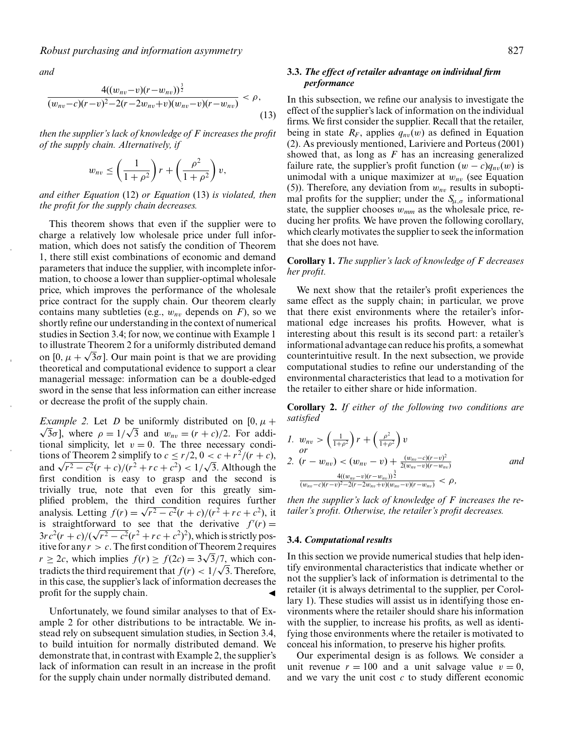*and*

$$\frac{4((w_{nv}-v)(r-w_{nv}))^{\frac{3}{2}}}{(w_{nv}-c)(r-v)^2-2(r-2w_{nv}+v)(w_{nv}-v)(r-w_{nv})} < \rho, \tag{13}$$

*then the supplier's lack of knowledge of F increases the profit of the supply chain. Alternatively, if*

$$w_{nv} \leq \left(\frac{1}{1+\rho^2}\right) r + \left(\frac{\rho^2}{1+\rho^2}\right) v,$$

*and either Equation* (12) *or Equation* (13) *is violated, then the profit for the supply chain decreases.*

This theorem shows that even if the supplier were to charge a relatively low wholesale price under full information, which does not satisfy the condition of Theorem 1, there still exist combinations of economic and demand parameters that induce the supplier, with incomplete information, to choose a lower than supplier-optimal wholesale price, which improves the performance of the wholesale price contract for the supply chain. Our theorem clearly contains many subtleties (e.g., $w_{nv}$ depends on $F$), so we shortly refine our understanding in the context of numerical studies in Section 3.4; for now, we continue with Example 1 to illustrate Theorem 2 for a uniformly distributed demand on $[0, \mu + \sqrt{3}\sigma]$. Our main point is that we are providing theoretical and computational evidence to support a clear managerial message: information can be a double-edged sword in the sense that less information can either increase or decrease the profit of the supply chain.

*Example 2.* Let $D$ be uniformly distributed on $[0, \mu + \sqrt{3}\sigma]$, where $\rho = 1/\sqrt{3}$ and $w_{nv} = (r + c)/2$. For additional simplicity, let $v = 0$. The three necessary conditions of Theorem 2 simplify to $c \leq r/2$, $0 < c + r^2/(r + c)$, and $\sqrt{r^2 - c^2}(r + c)/(r^2 + rc + c^2) < 1/\sqrt{3}$. Although the first condition is easy to grasp and the second is trivially true, note that even for this greatly simplified problem, the third condition requires further analysis. Letting $f(r) = \sqrt{r^2 - c^2}(r + c)/(r^2 + rc + c^2)$, it is straightforward to see that the derivative $f'(r) = 3rc^2(r + c)/(\sqrt{r^2 - c^2}(r^2 + rc + c^2)^2)$, which is strictly positive for any $r > c$. The first condition of Theorem 2 requires $r \geq 2c$, which implies $f(r) \geq f(2c) = 3\sqrt{3}/7$, which contradicts the third requirement that $f(r) < 1/\sqrt{3}$. Therefore, in this case, the supplier's lack of information decreases the profit for the supply chain. ◀

Unfortunately, we found similar analyses to that of Example 2 for other distributions to be intractable. We instead rely on subsequent simulation studies, in Section 3.4, to build intuition for normally distributed demand. We demonstrate that, in contrast with Example 2, the supplier's lack of information can result in an increase in the profit for the supply chain under normally distributed demand.

### 3.3. *The effect of retailer advantage on individual firm performance*

In this subsection, we refine our analysis to investigate the effect of the supplier's lack of information on the individual firms. We first consider the supplier. Recall that the retailer, being in state $R_F$, applies $q_{nv}(w)$ as defined in Equation (2). As previously mentioned, Lariviere and Porteus (2001) showed that, as long as $F$ has an increasing generalized failure rate, the supplier's profit function $(w - c)q_{nv}(w)$ is unimodal with a unique maximizer at $w_{nv}$ (see Equation (5)). Therefore, any deviation from $w_{nv}$ results in suboptimal profits for the supplier; under the $S_{\mu,\sigma}$ informational state, the supplier chooses $w_{mm}$ as the wholesale price, reducing her profits. We have proven the following corollary, which clearly motivates the supplier to seek the information that she does not have.

**Corollary 1.** *The supplier's lack of knowledge of F decreases her profit.*

We next show that the retailer's profit experiences the same effect as the supply chain; in particular, we prove that there exist environments where the retailer's informational edge increases his profits. However, what is interesting about this result is its second part: a retailer's informational advantage can reduce his profits, a somewhat counterintuitive result. In the next subsection, we provide computational studies to refine our understanding of the environmental characteristics that lead to a motivation for the retailer to either share or hide information.

**Corollary 2.** *If either of the following two conditions are satisfied*

1. $w_{nv} > \left(\frac{1}{1+\rho^2}\right) r + \left(\frac{\rho^2}{1+\rho^2}\right) v$
   *or*
2. $(r - w_{nv}) < (w_{nv} - v) + \frac{(w_{nv}-c)(r-v)^2}{2(w_{nv}-v)(r-w_{nv})}$ *and* $\frac{4((w_{nv}-v)(r-w_{nv}))^{\frac{3}{2}}}{(w_{nv}-c)(r-v)^2-2(r-2w_{nv}+v)(w_{nv}-v)(r-w_{nv})} < \rho,$

*then the supplier's lack of knowledge of F increases the retailer's profit. Otherwise, the retailer's profit decreases.*

### 3.4. *Computational results*

In this section we provide numerical studies that help identify environmental characteristics that indicate whether or not the supplier's lack of information is detrimental to the retailer (it is always detrimental to the supplier, per Corollary 1). These studies will assist us in identifying those environments where the retailer should share his information with the supplier, to increase his profits, as well as identifying those environments where the retailer is motivated to conceal his information, to preserve his higher profits.

Our experimental design is as follows. We consider a unit revenue $r = 100$ and a unit salvage value $v = 0$, and we vary the unit cost $c$ to study different economic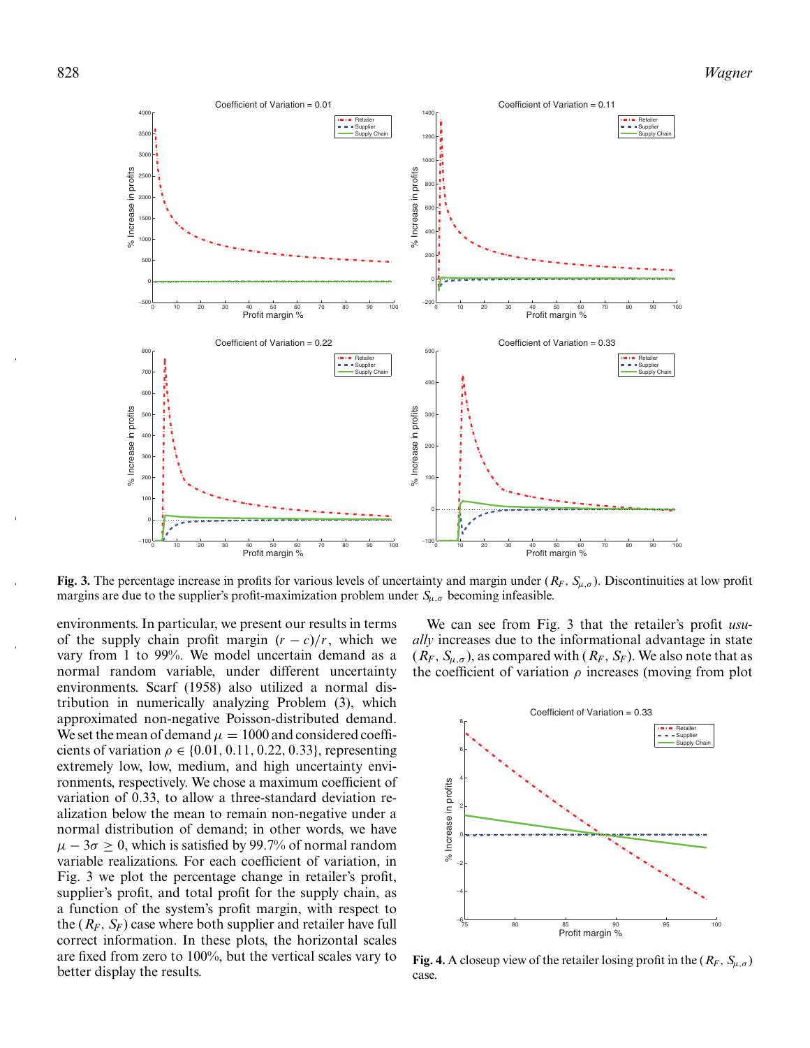Coefficient of Variation = 0.01

Retailer
Supplier
Supply Chain

% Increase in profits

Profit margin %

Coefficient of Variation = 0.11

Coefficient of Variation = 0.22

Coefficient of Variation = 0.33

**Fig. 3.** The percentage increase in profits for various levels of uncertainty and margin under $(R_F, S_{\mu,\sigma})$. Discontinuities at low profit margins are due to the supplier's profit-maximization problem under $S_{\mu,\sigma}$ becoming infeasible.

environments. In particular, we present our results in terms of the supply chain profit margin $(r - c)/r$, which we vary from 1 to 99%. We model uncertain demand as a normal random variable, under different uncertainty environments. Scarf (1958) also utilized a normal distribution in numerically analyzing Problem (3), which approximated non-negative Poisson-distributed demand. We set the mean of demand $\mu = 1000$ and considered coefficients of variation $\rho \in \{0.01, 0.11, 0.22, 0.33\}$, representing extremely low, low, medium, and high uncertainty environments, respectively. We chose a maximum coefficient of variation of 0.33, to allow a three-standard deviation realization below the mean to remain non-negative under a normal distribution of demand; in other words, we have $\mu - 3\sigma \geq 0$, which is satisfied by 99.7% of normal random variable realizations. For each coefficient of variation, in Fig. 3 we plot the percentage change in retailer's profit, supplier's profit, and total profit for the supply chain, as a function of the system's profit margin, with respect to the $(R_F, S_F)$ case where both supplier and retailer have full correct information. In these plots, the horizontal scales are fixed from zero to 100%, but the vertical scales vary to better display the results.

We can see from Fig. 3 that the retailer's profit *usually* increases due to the informational advantage in state $(R_F, S_{\mu,\sigma})$, as compared with $(R_F, S_F)$. We also note that as the coefficient of variation $\rho$ increases (moving from plot

Coefficient of Variation = 0.33

Retailer
Supplier
Supply Chain

% Increase in profits

Profit margin %

**Fig. 4.** A closeup view of the retailer losing profit in the $(R_F, S_{\mu,\sigma})$ case.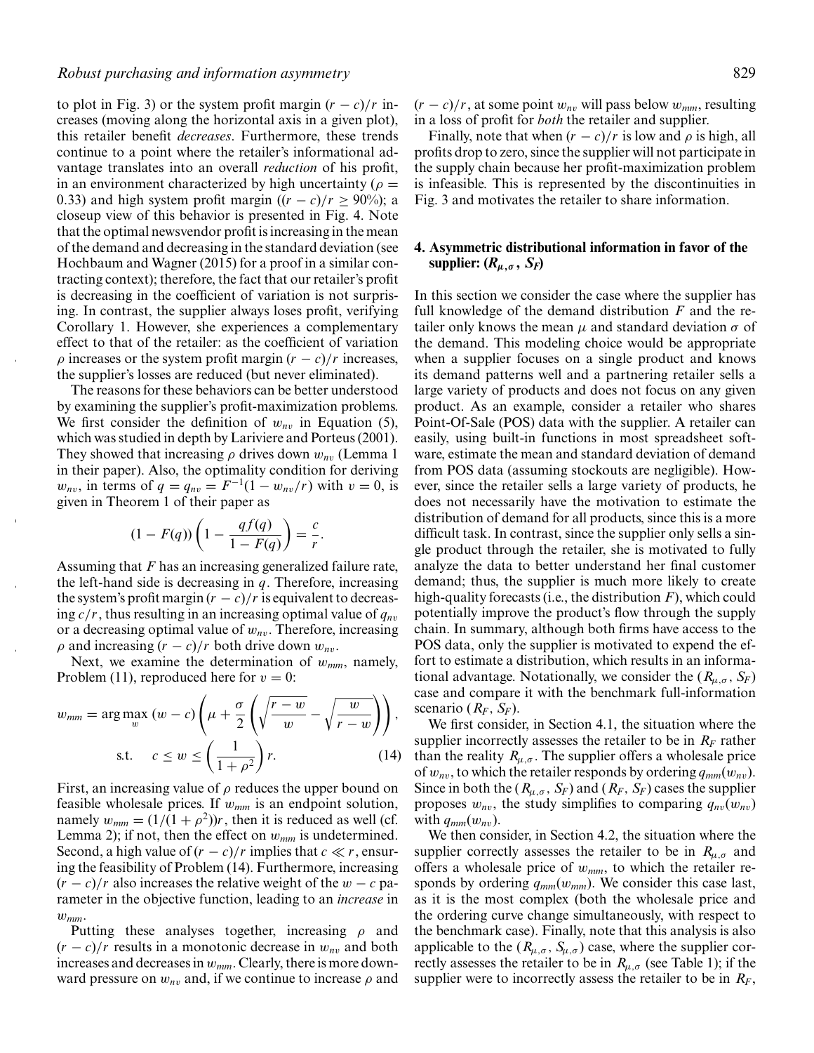to plot in Fig. 3) or the system profit margin $(r-c)/r$ increases (moving along the horizontal axis in a given plot), this retailer benefit *decreases*. Furthermore, these trends continue to a point where the retailer's informational advantage translates into an overall *reduction* of his profit, in an environment characterized by high uncertainty ($\rho = 0.33$) and high system profit margin ($(r-c)/r \geq 90\%$); a closeup view of this behavior is presented in Fig. 4. Note that the optimal newsvendor profit is increasing in the mean of the demand and decreasing in the standard deviation (see Hochbaum and Wagner (2015) for a proof in a similar contracting context); therefore, the fact that our retailer's profit is decreasing in the coefficient of variation is not surprising. In contrast, the supplier always loses profit, verifying Corollary 1. However, she experiences a complementary effect to that of the retailer: as the coefficient of variation $\rho$ increases or the system profit margin $(r-c)/r$ increases, the supplier's losses are reduced (but never eliminated).

The reasons for these behaviors can be better understood by examining the supplier's profit-maximization problems. We first consider the definition of $w_{nv}$ in Equation (5), which was studied in depth by Lariviere and Porteus (2001). They showed that increasing $\rho$ drives down $w_{nv}$ (Lemma 1 in their paper). Also, the optimality condition for deriving $w_{nv}$, in terms of $q = q_{nv} = F^{-1}(1 - w_{nv}/r)$ with $v = 0$, is given in Theorem 1 of their paper as

$$(1 - F(q))\left(1 - \frac{qf(q)}{1 - F(q)}\right) = \frac{c}{r}.$$

Assuming that $F$ has an increasing generalized failure rate, the left-hand side is decreasing in $q$. Therefore, increasing the system's profit margin $(r-c)/r$ is equivalent to decreasing $c/r$, thus resulting in an increasing optimal value of $q_{nv}$ or a decreasing optimal value of $w_{nv}$. Therefore, increasing $\rho$ and increasing $(r-c)/r$ both drive down $w_{nv}$.

Next, we examine the determination of $w_{mm}$, namely, Problem (11), reproduced here for $v = 0$:

$$w_{mm} = \arg\max_{w}\ (w - c)\left(\mu + \frac{\sigma}{2}\left(\sqrt{\frac{r-w}{w}} - \sqrt{\frac{w}{r-w}}\right)\right),$$
$$\text{s.t.} \quad c \leq w \leq \left(\frac{1}{1+\rho^2}\right)r. \tag{14}$$

First, an increasing value of $\rho$ reduces the upper bound on feasible wholesale prices. If $w_{mm}$ is an endpoint solution, namely $w_{mm} = (1/(1+\rho^2))r$, then it is reduced as well (cf. Lemma 2); if not, then the effect on $w_{mm}$ is undetermined. Second, a high value of $(r-c)/r$ implies that $c \ll r$, ensuring the feasibility of Problem (14). Furthermore, increasing $(r-c)/r$ also increases the relative weight of the $w - c$ parameter in the objective function, leading to an *increase* in $w_{mm}$.

Putting these analyses together, increasing $\rho$ and $(r-c)/r$ results in a monotonic decrease in $w_{nv}$ and both increases and decreases in $w_{mm}$. Clearly, there is more downward pressure on $w_{nv}$ and, if we continue to increase $\rho$ and $(r-c)/r$, at some point $w_{nv}$ will pass below $w_{mm}$, resulting in a loss of profit for *both* the retailer and supplier.

Finally, note that when $(r-c)/r$ is low and $\rho$ is high, all profits drop to zero, since the supplier will not participate in the supply chain because her profit-maximization problem is infeasible. This is represented by the discontinuities in Fig. 3 and motivates the retailer to share information.

## 4. Asymmetric distributional information in favor of the supplier: $(R_{\mu,\sigma}, S_F)$

In this section we consider the case where the supplier has full knowledge of the demand distribution $F$ and the retailer only knows the mean $\mu$ and standard deviation $\sigma$ of the demand. This modeling choice would be appropriate when a supplier focuses on a single product and knows its demand patterns well and a partnering retailer sells a large variety of products and does not focus on any given product. As an example, consider a retailer who shares Point-Of-Sale (POS) data with the supplier. A retailer can easily, using built-in functions in most spreadsheet software, estimate the mean and standard deviation of demand from POS data (assuming stockouts are negligible). However, since the retailer sells a large variety of products, he does not necessarily have the motivation to estimate the distribution of demand for all products, since this is a more difficult task. In contrast, since the supplier only sells a single product through the retailer, she is motivated to fully analyze the data to better understand her final customer demand; thus, the supplier is much more likely to create high-quality forecasts (i.e., the distribution $F$), which could potentially improve the product's flow through the supply chain. In summary, although both firms have access to the POS data, only the supplier is motivated to expend the effort to estimate a distribution, which results in an informational advantage. Notationally, we consider the $(R_{\mu,\sigma}, S_F)$ case and compare it with the benchmark full-information scenario $(R_F, S_F)$.

We first consider, in Section 4.1, the situation where the supplier incorrectly assesses the retailer to be in $R_F$ rather than the reality $R_{\mu,\sigma}$. The supplier offers a wholesale price of $w_{nv}$, to which the retailer responds by ordering $q_{mm}(w_{nv})$. Since in both the $(R_{\mu,\sigma}, S_F)$ and $(R_F, S_F)$ cases the supplier proposes $w_{nv}$, the study simplifies to comparing $q_{nv}(w_{nv})$ with $q_{mm}(w_{nv})$.

We then consider, in Section 4.2, the situation where the supplier correctly assesses the retailer to be in $R_{\mu,\sigma}$ and offers a wholesale price of $w_{mm}$, to which the retailer responds by ordering $q_{mm}(w_{mm})$. We consider this case last, as it is the most complex (both the wholesale price and the ordering curve change simultaneously, with respect to the benchmark case). Finally, note that this analysis is also applicable to the $(R_{\mu,\sigma}, S_{\mu,\sigma})$ case, where the supplier correctly assesses the retailer to be in $R_{\mu,\sigma}$ (see Table 1); if the supplier were to incorrectly assess the retailer to be in $R_F$,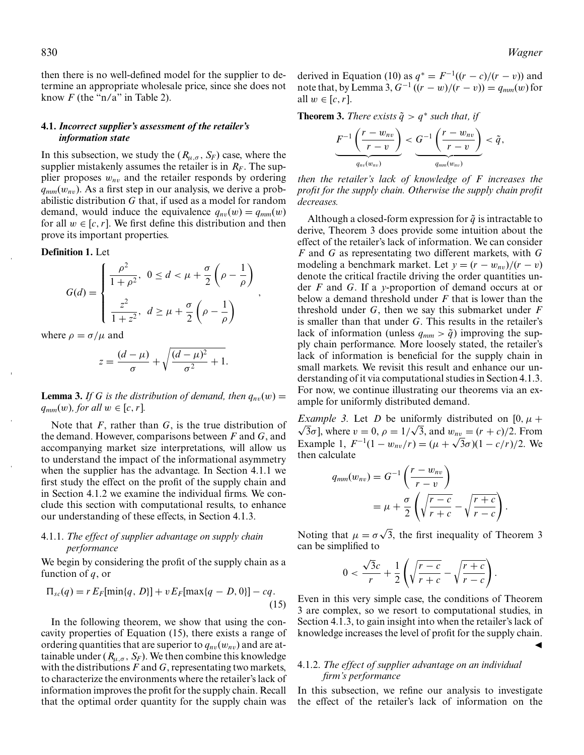then there is no well-defined model for the supplier to determine an appropriate wholesale price, since she does not know $F$ (the "n/a" in Table 2).

### 4.1. *Incorrect supplier's assessment of the retailer's information state*

In this subsection, we study the $(R_{\mu,\sigma}, S_F)$ case, where the supplier mistakenly assumes the retailer is in $R_F$. The supplier proposes $w_{nv}$ and the retailer responds by ordering $q_{mm}(w_{nv})$. As a first step in our analysis, we derive a probabilistic distribution $G$ that, if used as a model for random demand, would induce the equivalence $q_{nv}(w) = q_{mm}(w)$ for all $w \in [c, r]$. We first define this distribution and then prove its important properties.

**Definition 1.** Let

$$G(d) = \begin{cases} \dfrac{\rho^2}{1+\rho^2}, & 0 \le d < \mu + \dfrac{\sigma}{2}\left(\rho - \dfrac{1}{\rho}\right) \\ \dfrac{z^2}{1+z^2}, & d \ge \mu + \dfrac{\sigma}{2}\left(\rho - \dfrac{1}{\rho}\right) \end{cases},$$

where $\rho = \sigma/\mu$ and

$$z = \frac{(d-\mu)}{\sigma} + \sqrt{\frac{(d-\mu)^2}{\sigma^2} + 1}.$$

**Lemma 3.** *If $G$ is the distribution of demand, then $q_{nv}(w) = q_{mm}(w)$, for all $w \in [c, r]$.*

Note that $F$, rather than $G$, is the true distribution of the demand. However, comparisons between $F$ and $G$, and accompanying market size interpretations, will allow us to understand the impact of the informational asymmetry when the supplier has the advantage. In Section 4.1.1 we first study the effect on the profit of the supply chain and in Section 4.1.2 we examine the individual firms. We conclude this section with computational results, to enhance our understanding of these effects, in Section 4.1.3.

#### 4.1.1. *The effect of supplier advantage on supply chain performance*

We begin by considering the profit of the supply chain as a function of $q$, or

$$\Pi_{sc}(q) = r\, E_F[\min\{q, D\}] + v\, E_F[\max\{q - D, 0\}] - cq. \tag{15}$$

In the following theorem, we show that using the concavity properties of Equation (15), there exists a range of ordering quantities that are superior to $q_{nv}(w_{nv})$ and are attainable under $(R_{\mu,\sigma}, S_F)$. We then combine this knowledge with the distributions $F$ and $G$, representating two markets, to characterize the environments where the retailer's lack of information improves the profit for the supply chain. Recall that the optimal order quantity for the supply chain was derived in Equation (10) as $q^* = F^{-1}((r-c)/(r-v))$ and note that, by Lemma 3, $G^{-1}((r-w)/(r-v)) = q_{mm}(w)$ for all $w \in [c, r]$.

**Theorem 3.** *There exists $\tilde{q} > q^*$ such that, if*

$$\underbrace{F^{-1}\left(\frac{r - w_{nv}}{r - v}\right)}_{q_{nv}(w_{nv})} < \underbrace{G^{-1}\left(\frac{r - w_{nv}}{r - v}\right)}_{q_{mm}(w_{nv})} < \tilde{q},$$

*then the retailer's lack of knowledge of $F$ increases the profit for the supply chain. Otherwise the supply chain profit decreases.*

Although a closed-form expression for $\tilde{q}$ is intractable to derive, Theorem 3 does provide some intuition about the effect of the retailer's lack of information. We can consider $F$ and $G$ as representating two different markets, with $G$ modeling a benchmark market. Let $y = (r - w_{nv})/(r - v)$ denote the critical fractile driving the order quantities under $F$ and $G$. If a $y$-proportion of demand occurs at or below a demand threshold under $F$ that is lower than the threshold under $G$, then we say this submarket under $F$ is smaller than that under $G$. This results in the retailer's lack of information (unless $q_{mm} > \tilde{q}$) improving the supply chain performance. More loosely stated, the retailer's lack of information is beneficial for the supply chain in small markets. We revisit this result and enhance our understanding of it via computational studies in Section 4.1.3. For now, we continue illustrating our theorems via an example for uniformly distributed demand.

*Example 3.* Let $D$ be uniformly distributed on $[0, \mu + \sqrt{3}\sigma]$, where $v = 0$, $\rho = 1/\sqrt{3}$, and $w_{nv} = (r + c)/2$. From Example 1, $F^{-1}(1 - w_{nv}/r) = (\mu + \sqrt{3}\sigma)(1 - c/r)/2$. We then calculate

$$\begin{aligned} q_{mm}(w_{nv}) &= G^{-1}\left(\frac{r - w_{nv}}{r - v}\right) \\ &= \mu + \frac{\sigma}{2}\left(\sqrt{\frac{r-c}{r+c}} - \sqrt{\frac{r+c}{r-c}}\right). \end{aligned}$$

Noting that $\mu = \sigma\sqrt{3}$, the first inequality of Theorem 3 can be simplified to

$$0 < \frac{\sqrt{3}c}{r} + \frac{1}{2}\left(\sqrt{\frac{r-c}{r+c}} - \sqrt{\frac{r+c}{r-c}}\right).$$

Even in this very simple case, the conditions of Theorem 3 are complex, so we resort to computational studies, in Section 4.1.3, to gain insight into when the retailer's lack of knowledge increases the level of profit for the supply chain. ◀

#### 4.1.2. *The effect of supplier advantage on an individual firm's performance*

In this subsection, we refine our analysis to investigate the effect of the retailer's lack of information on the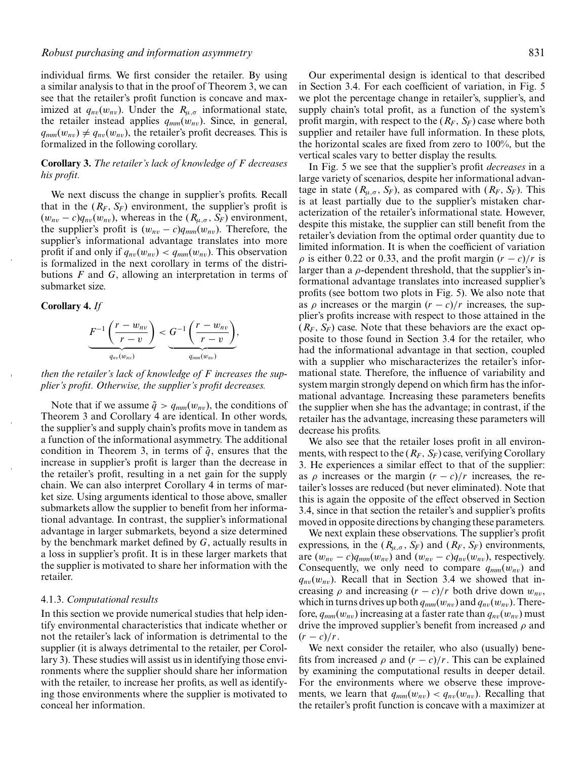individual firms. We first consider the retailer. By using a similar analysis to that in the proof of Theorem 3, we can see that the retailer's profit function is concave and maximized at $q_{nv}(w_{nv})$. Under the $R_{\mu,\sigma}$ informational state, the retailer instead applies $q_{mm}(w_{nv})$. Since, in general, $q_{mm}(w_{nv}) \neq q_{nv}(w_{nv})$, the retailer's profit decreases. This is formalized in the following corollary.

**Corollary 3.** *The retailer's lack of knowledge of F decreases his profit.*

We next discuss the change in supplier's profits. Recall that in the $(R_F, S_F)$ environment, the supplier's profit is $(w_{nv} - c)q_{nv}(w_{nv})$, whereas in the $(R_{\mu,\sigma}, S_F)$ environment, the supplier's profit is $(w_{nv} - c)q_{mm}(w_{nv})$. Therefore, the supplier's informational advantage translates into more profit if and only if $q_{nv}(w_{nv}) < q_{mm}(w_{nv})$. This observation is formalized in the next corollary in terms of the distributions $F$ and $G$, allowing an interpretation in terms of submarket size.

**Corollary 4.** *If*

$$\underbrace{F^{-1}\left(\frac{r - w_{nv}}{r - v}\right)}_{q_{nv}(w_{nv})} < \underbrace{G^{-1}\left(\frac{r - w_{nv}}{r - v}\right)}_{q_{mm}(w_{nv})},$$

*then the retailer's lack of knowledge of F increases the supplier's profit. Otherwise, the supplier's profit decreases.*

Note that if we assume $\tilde{q} > q_{mm}(w_{nv})$, the conditions of Theorem 3 and Corollary 4 are identical. In other words, the supplier's and supply chain's profits move in tandem as a function of the informational asymmetry. The additional condition in Theorem 3, in terms of $\tilde{q}$, ensures that the increase in supplier's profit is larger than the decrease in the retailer's profit, resulting in a net gain for the supply chain. We can also interpret Corollary 4 in terms of market size. Using arguments identical to those above, smaller submarkets allow the supplier to benefit from her informational advantage. In contrast, the supplier's informational advantage in larger submarkets, beyond a size determined by the benchmark market defined by $G$, actually results in a loss in supplier's profit. It is in these larger markets that the supplier is motivated to share her information with the retailer.

### 4.1.3. *Computational results*

In this section we provide numerical studies that help identify environmental characteristics that indicate whether or not the retailer's lack of information is detrimental to the supplier (it is always detrimental to the retailer, per Corollary 3). These studies will assist us in identifying those environments where the supplier should share her information with the retailer, to increase her profits, as well as identifying those environments where the supplier is motivated to conceal her information.

Our experimental design is identical to that described in Section 3.4. For each coefficient of variation, in Fig. 5 we plot the percentage change in retailer's, supplier's, and supply chain's total profit, as a function of the system's profit margin, with respect to the $(R_F, S_F)$ case where both supplier and retailer have full information. In these plots, the horizontal scales are fixed from zero to 100%, but the vertical scales vary to better display the results.

In Fig. 5 we see that the supplier's profit *decreases* in a large variety of scenarios, despite her informational advantage in state $(R_{\mu,\sigma}, S_F)$, as compared with $(R_F, S_F)$. This is at least partially due to the supplier's mistaken characterization of the retailer's informational state. However, despite this mistake, the supplier can still benefit from the retailer's deviation from the optimal order quantity due to limited information. It is when the coefficient of variation $\rho$ is either 0.22 or 0.33, and the profit margin $(r - c)/r$ is larger than a $\rho$-dependent threshold, that the supplier's informational advantage translates into increased supplier's profits (see bottom two plots in Fig. 5). We also note that as $\rho$ increases or the margin $(r - c)/r$ increases, the supplier's profits increase with respect to those attained in the $(R_F, S_F)$ case. Note that these behaviors are the exact opposite to those found in Section 3.4 for the retailer, who had the informational advantage in that section, coupled with a supplier who mischaracterizes the retailer's informational state. Therefore, the influence of variability and system margin strongly depend on which firm has the informational advantage. Increasing these parameters benefits the supplier when she has the advantage; in contrast, if the retailer has the advantage, increasing these parameters will decrease his profits.

We also see that the retailer loses profit in all environments, with respect to the $(R_F, S_F)$ case, verifying Corollary 3. He experiences a similar effect to that of the supplier: as $\rho$ increases or the margin $(r - c)/r$ increases, the retailer's losses are reduced (but never eliminated). Note that this is again the opposite of the effect observed in Section 3.4, since in that section the retailer's and supplier's profits moved in opposite directions by changing these parameters.

We next explain these observations. The supplier's profit expressions, in the $(R_{\mu,\sigma}, S_F)$ and $(R_F, S_F)$ environments, are $(w_{nv} - c)q_{mm}(w_{nv})$ and $(w_{nv} - c)q_{nv}(w_{nv})$, respectively. Consequently, we only need to compare $q_{mm}(w_{nv})$ and $q_{nv}(w_{nv})$. Recall that in Section 3.4 we showed that increasing $\rho$ and increasing $(r - c)/r$ both drive down $w_{nv}$, which in turns drives up both $q_{mm}(w_{nv})$ and $q_{nv}(w_{nv})$. Therefore, $q_{mm}(w_{nv})$ increasing at a faster rate than $q_{nv}(w_{nv})$ must drive the improved supplier's benefit from increased $\rho$ and $(r - c)/r$.

We next consider the retailer, who also (usually) benefits from increased $\rho$ and $(r - c)/r$. This can be explained by examining the computational results in deeper detail. For the environments where we observe these improvements, we learn that $q_{mm}(w_{nv}) < q_{nv}(w_{nv})$. Recalling that the retailer's profit function is concave with a maximizer at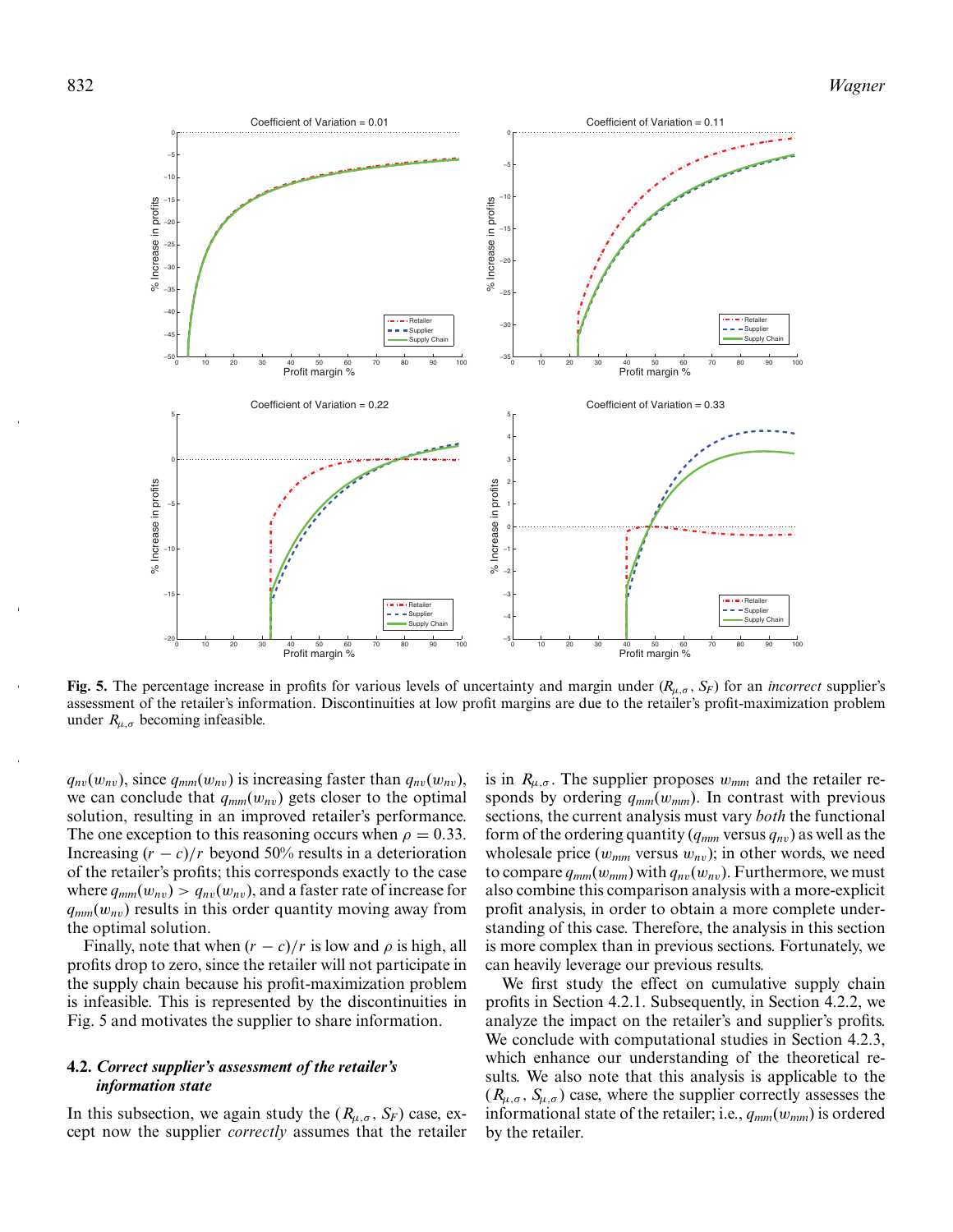Coefficient of Variation = 0.01

% Increase in profits

Profit margin %

Retailer
Supplier
Supply Chain

Coefficient of Variation = 0.11

% Increase in profits

Profit margin %

Retailer
Supplier
Supply Chain

Coefficient of Variation = 0.22

% Increase in profits

Profit margin %

Retailer
Supplier
Supply Chain

Coefficient of Variation = 0.33

% Increase in profits

Profit margin %

Retailer
Supplier
Supply Chain

**Fig. 5.** The percentage increase in profits for various levels of uncertainty and margin under $(R_{\mu,\sigma}, S_F)$ for an *incorrect* supplier's assessment of the retailer's information. Discontinuities at low profit margins are due to the retailer's profit-maximization problem under $R_{\mu,\sigma}$ becoming infeasible.

$q_{nv}(w_{nv})$, since $q_{mm}(w_{nv})$ is increasing faster than $q_{nv}(w_{nv})$, we can conclude that $q_{mm}(w_{nv})$ gets closer to the optimal solution, resulting in an improved retailer's performance. The one exception to this reasoning occurs when $\rho = 0.33$. Increasing $(r - c)/r$ beyond 50% results in a deterioration of the retailer's profits; this corresponds exactly to the case where $q_{mm}(w_{nv}) > q_{nv}(w_{nv})$, and a faster rate of increase for $q_{mm}(w_{nv})$ results in this order quantity moving away from the optimal solution.

Finally, note that when $(r - c)/r$ is low and $\rho$ is high, all profits drop to zero, since the retailer will not participate in the supply chain because his profit-maximization problem is infeasible. This is represented by the discontinuities in Fig. 5 and motivates the supplier to share information.

## 4.2. *Correct supplier's assessment of the retailer's information state*

In this subsection, we again study the $(R_{\mu,\sigma}, S_F)$ case, except now the supplier *correctly* assumes that the retailer is in $R_{\mu,\sigma}$. The supplier proposes $w_{mm}$ and the retailer responds by ordering $q_{mm}(w_{mm})$. In contrast with previous sections, the current analysis must vary *both* the functional form of the ordering quantity ($q_{mm}$ versus $q_{nv}$) as well as the wholesale price ($w_{mm}$ versus $w_{nv}$); in other words, we need to compare $q_{mm}(w_{mm})$ with $q_{nv}(w_{nv})$. Furthermore, we must also combine this comparison analysis with a more-explicit profit analysis, in order to obtain a more complete understanding of this case. Therefore, the analysis in this section is more complex than in previous sections. Fortunately, we can heavily leverage our previous results.

We first study the effect on cumulative supply chain profits in Section 4.2.1. Subsequently, in Section 4.2.2, we analyze the impact on the retailer's and supplier's profits. We conclude with computational studies in Section 4.2.3, which enhance our understanding of the theoretical results. We also note that this analysis is applicable to the $(R_{\mu,\sigma}, S_{\mu,\sigma})$ case, where the supplier correctly assesses the informational state of the retailer; i.e., $q_{mm}(w_{mm})$ is ordered by the retailer.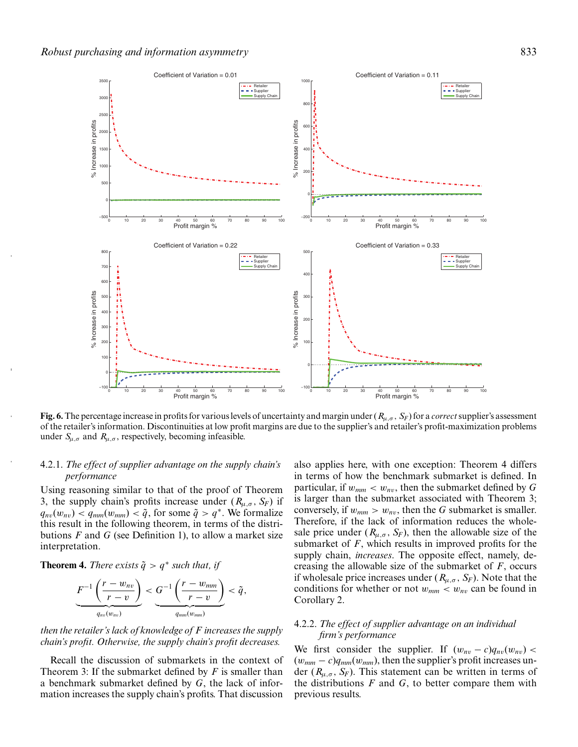**Fig. 6.** The percentage increase in profits for various levels of uncertainty and margin under $(R_{\mu,\sigma}, S_F)$ for a *correct* supplier's assessment of the retailer's information. Discontinuities at low profit margins are due to the supplier's and retailer's profit-maximization problems under $S_{\mu,\sigma}$ and $R_{\mu,\sigma}$, respectively, becoming infeasible.

#### 4.2.1. *The effect of supplier advantage on the supply chain's performance*

Using reasoning similar to that of the proof of Theorem 3, the supply chain's profits increase under $(R_{\mu,\sigma}, S_F)$ if $q_{nv}(w_{nv}) < q_{mm}(w_{mm}) < \tilde{q}$, for some $\tilde{q} > q^*$. We formalize this result in the following theorem, in terms of the distributions $F$ and $G$ (see Definition 1), to allow a market size interpretation.

**Theorem 4.** *There exists $\tilde{q} > q^*$ such that, if*

$$\underbrace{F^{-1}\left(\frac{r - w_{nv}}{r - v}\right)}_{q_{nv}(w_{nv})} < \underbrace{G^{-1}\left(\frac{r - w_{mm}}{r - v}\right)}_{q_{mm}(w_{mm})} < \tilde{q},$$

*then the retailer's lack of knowledge of $F$ increases the supply chain's profit. Otherwise, the supply chain's profit decreases.*

Recall the discussion of submarkets in the context of Theorem 3: If the submarket defined by $F$ is smaller than a benchmark submarket defined by $G$, the lack of information increases the supply chain's profits. That discussion also applies here, with one exception: Theorem 4 differs in terms of how the benchmark submarket is defined. In particular, if $w_{mm} < w_{nv}$, then the submarket defined by $G$ is larger than the submarket associated with Theorem 3; conversely, if $w_{mm} > w_{nv}$, then the $G$ submarket is smaller. Therefore, if the lack of information reduces the wholesale price under $(R_{\mu,\sigma}, S_F)$, then the allowable size of the submarket of $F$, which results in improved profits for the supply chain, *increases*. The opposite effect, namely, decreasing the allowable size of the submarket of $F$, occurs if wholesale price increases under $(R_{\mu,\sigma}, S_F)$. Note that the conditions for whether or not $w_{mm} < w_{nv}$ can be found in Corollary 2.

#### 4.2.2. *The effect of supplier advantage on an individual firm's performance*

We first consider the supplier. If $(w_{nv} - c)q_{nv}(w_{nv}) < (w_{mm} - c)q_{mm}(w_{mm})$, then the supplier's profit increases under $(R_{\mu,\sigma}, S_F)$. This statement can be written in terms of the distributions $F$ and $G$, to better compare them with previous results.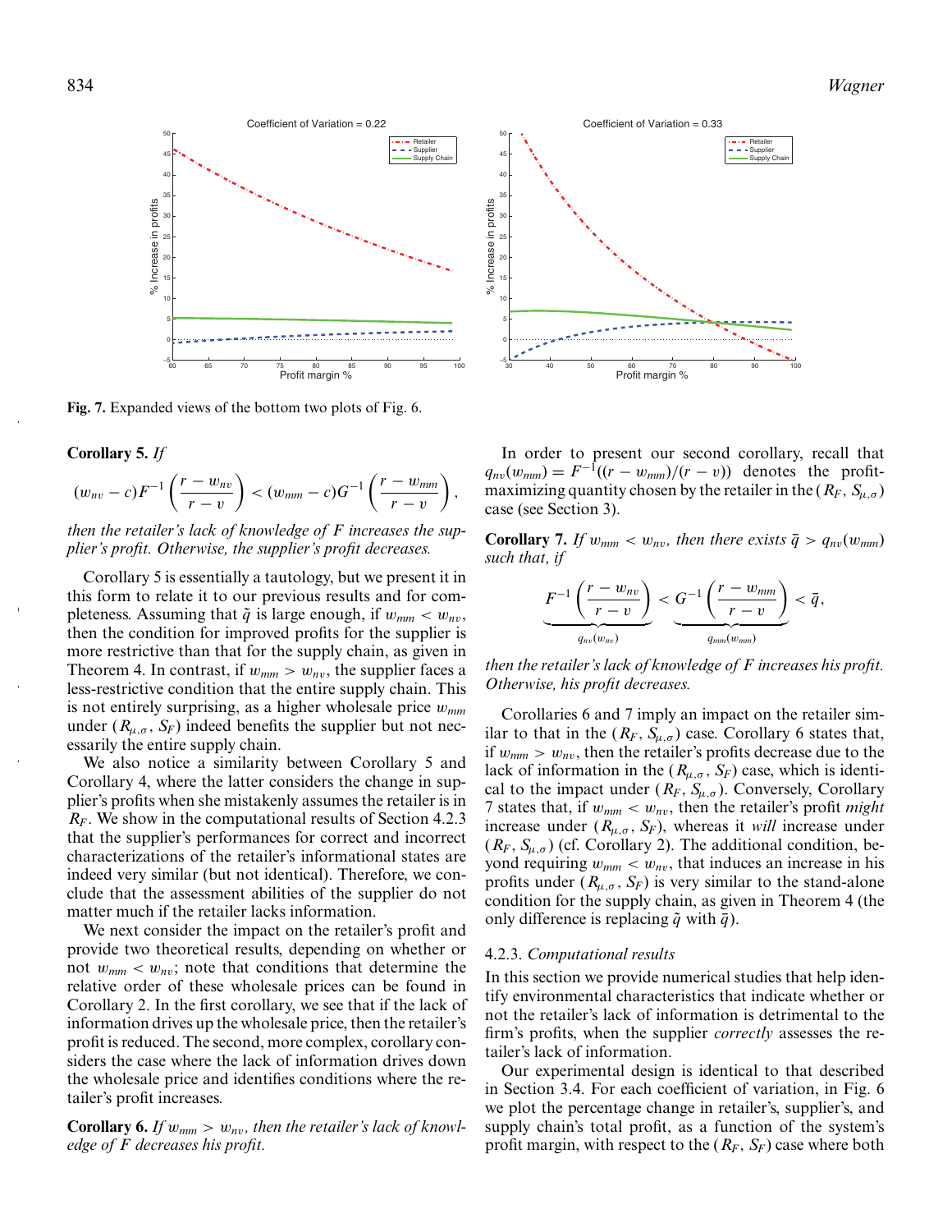Coefficient of Variation = 0.22

Retailer
Supplier
Supply Chain

% Increase in profits

Profit margin %

Coefficient of Variation = 0.33

Retailer
Supplier
Supply Chain

% Increase in profits

Profit margin %

**Fig. 7.** Expanded views of the bottom two plots of Fig. 6.

**Corollary 5.** *If*

$$(w_{nv} - c)F^{-1}\left(\frac{r - w_{nv}}{r - v}\right) < (w_{mm} - c)G^{-1}\left(\frac{r - w_{mm}}{r - v}\right),$$

*then the retailer's lack of knowledge of F increases the supplier's profit. Otherwise, the supplier's profit decreases.*

Corollary 5 is essentially a tautology, but we present it in this form to relate it to our previous results and for completeness. Assuming that $\tilde{q}$ is large enough, if $w_{mm} < w_{nv}$, then the condition for improved profits for the supplier is more restrictive than that for the supply chain, as given in Theorem 4. In contrast, if $w_{mm} > w_{nv}$, the supplier faces a less-restrictive condition that the entire supply chain. This is not entirely surprising, as a higher wholesale price $w_{mm}$ under $(R_{\mu,\sigma}, S_F)$ indeed benefits the supplier but not necessarily the entire supply chain.

We also notice a similarity between Corollary 5 and Corollary 4, where the latter considers the change in supplier's profits when she mistakenly assumes the retailer is in $R_F$. We show in the computational results of Section 4.2.3 that the supplier's performances for correct and incorrect characterizations of the retailer's informational states are indeed very similar (but not identical). Therefore, we conclude that the assessment abilities of the supplier do not matter much if the retailer lacks information.

We next consider the impact on the retailer's profit and provide two theoretical results, depending on whether or not $w_{mm} < w_{nv}$; note that conditions that determine the relative order of these wholesale prices can be found in Corollary 2. In the first corollary, we see that if the lack of information drives up the wholesale price, then the retailer's profit is reduced. The second, more complex, corollary considers the case where the lack of information drives down the wholesale price and identifies conditions where the retailer's profit increases.

**Corollary 6.** *If $w_{mm} > w_{nv}$, then the retailer's lack of knowledge of F decreases his profit.*

In order to present our second corollary, recall that $q_{nv}(w_{mm}) = F^{-1}((r - w_{mm})/(r - v))$ denotes the profit-maximizing quantity chosen by the retailer in the $(R_F, S_{\mu,\sigma})$ case (see Section 3).

**Corollary 7.** *If $w_{mm} < w_{nv}$, then there exists $\bar{q} > q_{nv}(w_{mm})$ such that, if*

$$\underbrace{F^{-1}\left(\frac{r - w_{nv}}{r - v}\right)}_{q_{nv}(w_{nv})} < \underbrace{G^{-1}\left(\frac{r - w_{mm}}{r - v}\right)}_{q_{mm}(w_{mm})} < \bar{q},$$

*then the retailer's lack of knowledge of F increases his profit. Otherwise, his profit decreases.*

Corollaries 6 and 7 imply an impact on the retailer similar to that in the $(R_F, S_{\mu,\sigma})$ case. Corollary 6 states that, if $w_{mm} > w_{nv}$, then the retailer's profits decrease due to the lack of information in the $(R_{\mu,\sigma}, S_F)$ case, which is identical to the impact under $(R_F, S_{\mu,\sigma})$. Conversely, Corollary 7 states that, if $w_{mm} < w_{nv}$, then the retailer's profit *might* increase under $(R_{\mu,\sigma}, S_F)$, whereas it *will* increase under $(R_F, S_{\mu,\sigma})$ (cf. Corollary 2). The additional condition, beyond requiring $w_{mm} < w_{nv}$, that induces an increase in his profits under $(R_{\mu,\sigma}, S_F)$ is very similar to the stand-alone condition for the supply chain, as given in Theorem 4 (the only difference is replacing $\tilde{q}$ with $\bar{q}$).

### 4.2.3. *Computational results*

In this section we provide numerical studies that help identify environmental characteristics that indicate whether or not the retailer's lack of information is detrimental to the firm's profits, when the supplier *correctly* assesses the retailer's lack of information.

Our experimental design is identical to that described in Section 3.4. For each coefficient of variation, in Fig. 6 we plot the percentage change in retailer's, supplier's, and supply chain's total profit, as a function of the system's profit margin, with respect to the $(R_F, S_F)$ case where both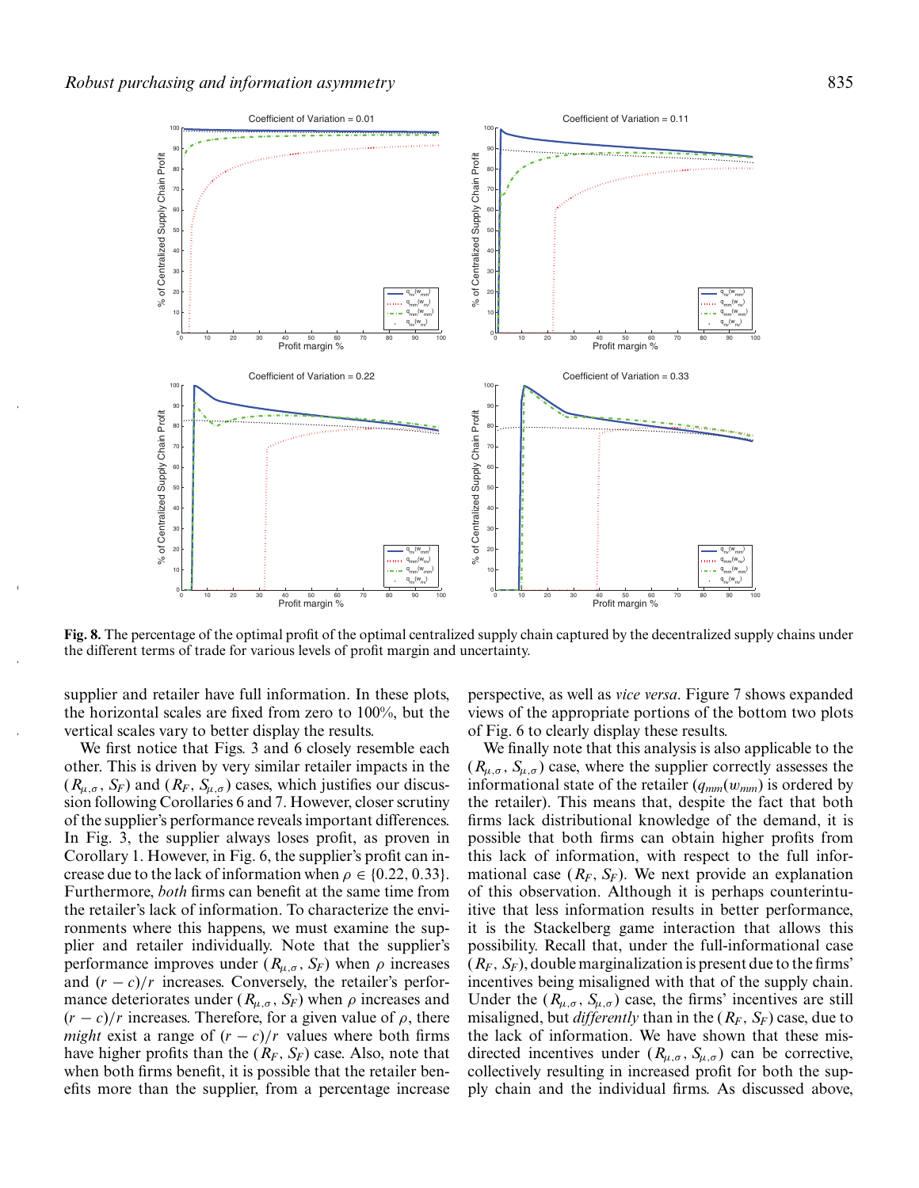Coefficient of Variation = 0.01

% of Centralized Supply Chain Profit

Profit margin %

$q_{nv}(w_{mm})$
$q_{mm}(w_{nv})$
$q_{mm}(w_{mm})$
$q_{nv}(w_{nv})$

Coefficient of Variation = 0.11

% of Centralized Supply Chain Profit

Profit margin %

$q_{nv}(w_{mm})$
$q_{mm}(w_{nv})$
$q_{mm}(w_{mm})$
$q_{nv}(w_{nv})$

Coefficient of Variation = 0.22

% of Centralized Supply Chain Profit

Profit margin %

$q_{nv}(w_{mm})$
$q_{mm}(w_{nv})$
$q_{mm}(w_{mm})$
$q_{nv}(w_{nv})$

Coefficient of Variation = 0.33

% of Centralized Supply Chain Profit

Profit margin %

$q_{nv}(w_{mm})$
$q_{mm}(w_{nv})$
$q_{mm}(w_{mm})$
$q_{nv}(w_{nv})$

**Fig. 8.** The percentage of the optimal profit of the optimal centralized supply chain captured by the decentralized supply chains under the different terms of trade for various levels of profit margin and uncertainty.

supplier and retailer have full information. In these plots, the horizontal scales are fixed from zero to 100%, but the vertical scales vary to better display the results.

We first notice that Figs. 3 and 6 closely resemble each other. This is driven by very similar retailer impacts in the $(R_{\mu,\sigma}, S_F)$ and $(R_F, S_{\mu,\sigma})$ cases, which justifies our discussion following Corollaries 6 and 7. However, closer scrutiny of the supplier's performance reveals important differences. In Fig. 3, the supplier always loses profit, as proven in Corollary 1. However, in Fig. 6, the supplier's profit can increase due to the lack of information when $\rho \in \{0.22, 0.33\}$. Furthermore, *both* firms can benefit at the same time from the retailer's lack of information. To characterize the environments where this happens, we must examine the supplier and retailer individually. Note that the supplier's performance improves under $(R_{\mu,\sigma}, S_F)$ when $\rho$ increases and $(r-c)/r$ increases. Conversely, the retailer's performance deteriorates under $(R_{\mu,\sigma}, S_F)$ when $\rho$ increases and $(r-c)/r$ increases. Therefore, for a given value of $\rho$, there *might* exist a range of $(r-c)/r$ values where both firms have higher profits than the $(R_F, S_F)$ case. Also, note that when both firms benefit, it is possible that the retailer benefits more than the supplier, from a percentage increase perspective, as well as *vice versa*. Figure 7 shows expanded views of the appropriate portions of the bottom two plots of Fig. 6 to clearly display these results.

We finally note that this analysis is also applicable to the $(R_{\mu,\sigma}, S_{\mu,\sigma})$ case, where the supplier correctly assesses the informational state of the retailer ($q_{mm}(w_{mm})$ is ordered by the retailer). This means that, despite the fact that both firms lack distributional knowledge of the demand, it is possible that both firms can obtain higher profits from this lack of information, with respect to the full informational case $(R_F, S_F)$. We next provide an explanation of this observation. Although it is perhaps counterintuitive that less information results in better performance, it is the Stackelberg game interaction that allows this possibility. Recall that, under the full-informational case $(R_F, S_F)$, double marginalization is present due to the firms' incentives being misaligned with that of the supply chain. Under the $(R_{\mu,\sigma}, S_{\mu,\sigma})$ case, the firms' incentives are still misaligned, but *differently* than in the $(R_F, S_F)$ case, due to the lack of information. We have shown that these misdirected incentives under $(R_{\mu,\sigma}, S_{\mu,\sigma})$ can be corrective, collectively resulting in increased profit for both the supply chain and the individual firms. As discussed above,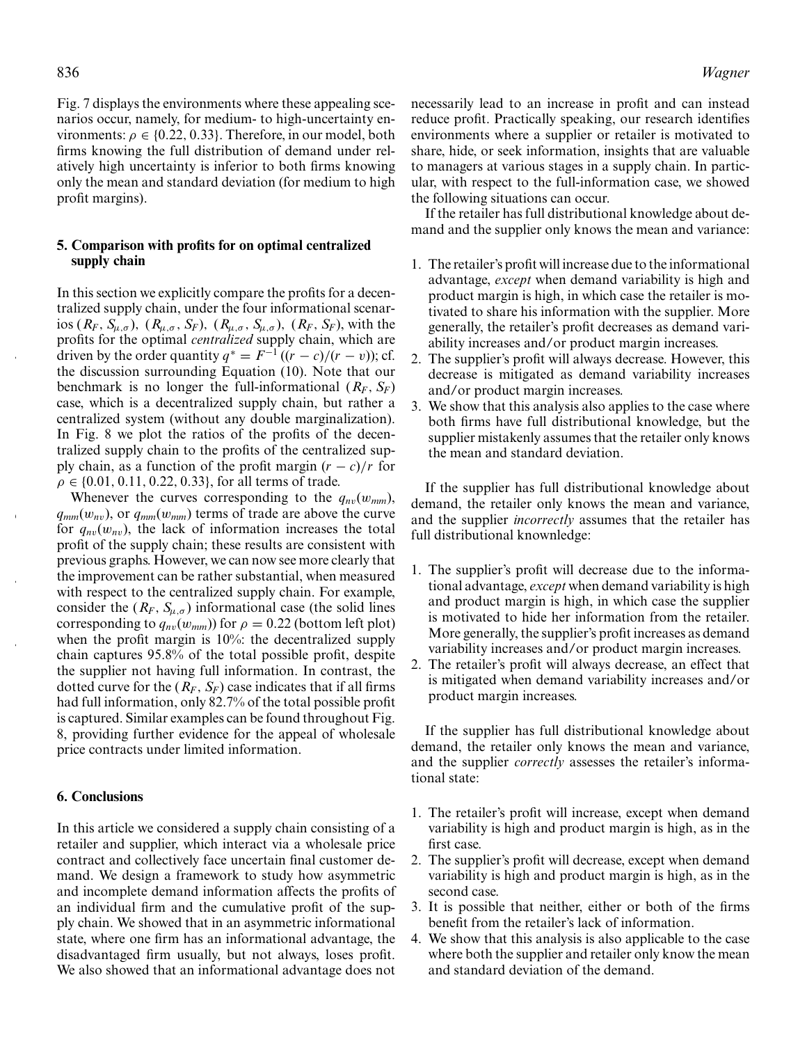Fig. 7 displays the environments where these appealing scenarios occur, namely, for medium- to high-uncertainty environments: $\rho \in \{0.22, 0.33\}$. Therefore, in our model, both firms knowing the full distribution of demand under relatively high uncertainty is inferior to both firms knowing only the mean and standard deviation (for medium to high profit margins).

## 5. Comparison with profits for on optimal centralized supply chain

In this section we explicitly compare the profits for a decentralized supply chain, under the four informational scenarios $(R_F, S_{\mu,\sigma})$, $(R_{\mu,\sigma}, S_F)$, $(R_{\mu,\sigma}, S_{\mu,\sigma})$, $(R_F, S_F)$, with the profits for the optimal *centralized* supply chain, which are driven by the order quantity $q^* = F^{-1}((r-c)/(r-v))$; cf. the discussion surrounding Equation (10). Note that our benchmark is no longer the full-informational $(R_F, S_F)$ case, which is a decentralized supply chain, but rather a centralized system (without any double marginalization). In Fig. 8 we plot the ratios of the profits of the decentralized supply chain to the profits of the centralized supply chain, as a function of the profit margin $(r-c)/r$ for $\rho \in \{0.01, 0.11, 0.22, 0.33\}$, for all terms of trade.

Whenever the curves corresponding to the $q_{nv}(w_{mm})$, $q_{mm}(w_{nv})$, or $q_{mm}(w_{mm})$ terms of trade are above the curve for $q_{nv}(w_{nv})$, the lack of information increases the total profit of the supply chain; these results are consistent with previous graphs. However, we can now see more clearly that the improvement can be rather substantial, when measured with respect to the centralized supply chain. For example, consider the $(R_F, S_{\mu,\sigma})$ informational case (the solid lines corresponding to $q_{nv}(w_{mm})$) for $\rho = 0.22$ (bottom left plot) when the profit margin is 10%: the decentralized supply chain captures 95.8% of the total possible profit, despite the supplier not having full information. In contrast, the dotted curve for the $(R_F, S_F)$ case indicates that if all firms had full information, only 82.7% of the total possible profit is captured. Similar examples can be found throughout Fig. 8, providing further evidence for the appeal of wholesale price contracts under limited information.

## 6. Conclusions

In this article we considered a supply chain consisting of a retailer and supplier, which interact via a wholesale price contract and collectively face uncertain final customer demand. We design a framework to study how asymmetric and incomplete demand information affects the profits of an individual firm and the cumulative profit of the supply chain. We showed that in an asymmetric informational state, where one firm has an informational advantage, the disadvantaged firm usually, but not always, loses profit. We also showed that an informational advantage does not necessarily lead to an increase in profit and can instead reduce profit. Practically speaking, our research identifies environments where a supplier or retailer is motivated to share, hide, or seek information, insights that are valuable to managers at various stages in a supply chain. In particular, with respect to the full-information case, we showed the following situations can occur.

If the retailer has full distributional knowledge about demand and the supplier only knows the mean and variance:

1. The retailer's profit will increase due to the informational advantage, *except* when demand variability is high and product margin is high, in which case the retailer is motivated to share his information with the supplier. More generally, the retailer's profit decreases as demand variability increases and/or product margin increases.
2. The supplier's profit will always decrease. However, this decrease is mitigated as demand variability increases and/or product margin increases.
3. We show that this analysis also applies to the case where both firms have full distributional knowledge, but the supplier mistakenly assumes that the retailer only knows the mean and standard deviation.

If the supplier has full distributional knowledge about demand, the retailer only knows the mean and variance, and the supplier *incorrectly* assumes that the retailer has full distributional knownledge:

1. The supplier's profit will decrease due to the informational advantage, *except* when demand variability is high and product margin is high, in which case the supplier is motivated to hide her information from the retailer. More generally, the supplier's profit increases as demand variability increases and/or product margin increases.
2. The retailer's profit will always decrease, an effect that is mitigated when demand variability increases and/or product margin increases.

If the supplier has full distributional knowledge about demand, the retailer only knows the mean and variance, and the supplier *correctly* assesses the retailer's informational state:

1. The retailer's profit will increase, except when demand variability is high and product margin is high, as in the first case.
2. The supplier's profit will decrease, except when demand variability is high and product margin is high, as in the second case.
3. It is possible that neither, either or both of the firms benefit from the retailer's lack of information.
4. We show that this analysis is also applicable to the case where both the supplier and retailer only know the mean and standard deviation of the demand.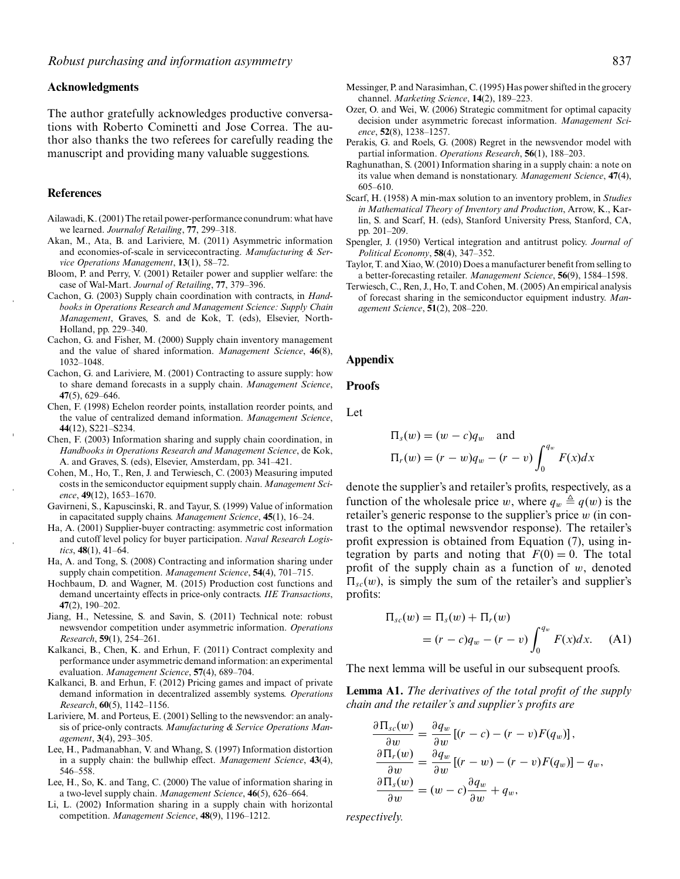## Acknowledgments

The author gratefully acknowledges productive conversations with Roberto Cominetti and Jose Correa. The author also thanks the two referees for carefully reading the manuscript and providing many valuable suggestions.

## References

Ailawadi, K. (2001) The retail power-performance conundrum: what have we learned. *Journalof Retailing*, **77**, 299–318.

Akan, M., Ata, B. and Lariviere, M. (2011) Asymmetric information and economies-of-scale in servicecontracting. *Manufacturing & Service Operations Management*, **13**(1), 58–72.

Bloom, P. and Perry, V. (2001) Retailer power and supplier welfare: the case of Wal-Mart. *Journal of Retailing*, **77**, 379–396.

Cachon, G. (2003) Supply chain coordination with contracts, in *Handbooks in Operations Research and Management Science: Supply Chain Management*, Graves, S. and de Kok, T. (eds), Elsevier, North-Holland, pp. 229–340.

Cachon, G. and Fisher, M. (2000) Supply chain inventory management and the value of shared information. *Management Science*, **46**(8), 1032–1048.

Cachon, G. and Lariviere, M. (2001) Contracting to assure supply: how to share demand forecasts in a supply chain. *Management Science*, **47**(5), 629–646.

Chen, F. (1998) Echelon reorder points, installation reorder points, and the value of centralized demand information. *Management Science*, **44**(12), S221–S234.

Chen, F. (2003) Information sharing and supply chain coordination, in *Handbooks in Operations Research and Management Science*, de Kok, A. and Graves, S. (eds), Elsevier, Amsterdam, pp. 341–421.

Cohen, M., Ho, T., Ren, J. and Terwiesch, C. (2003) Measuring imputed costs in the semiconductor equipment supply chain. *Management Science*, **49**(12), 1653–1670.

Gavirneni, S., Kapuscinski, R. and Tayur, S. (1999) Value of information in capacitated supply chains. *Management Science*, **45**(1), 16–24.

Ha, A. (2001) Supplier-buyer contracting: asymmetric cost information and cutoff level policy for buyer participation. *Naval Research Logistics*, **48**(1), 41–64.

Ha, A. and Tong, S. (2008) Contracting and information sharing under supply chain competition. *Management Science*, **54**(4), 701–715.

Hochbaum, D. and Wagner, M. (2015) Production cost functions and demand uncertainty effects in price-only contracts. *IIE Transactions*, **47**(2), 190–202.

Jiang, H., Netessine, S. and Savin, S. (2011) Technical note: robust newsvendor competition under asymmetric information. *Operations Research*, **59**(1), 254–261.

Kalkanci, B., Chen, K. and Erhun, F. (2011) Contract complexity and performance under asymmetric demand information: an experimental evaluation. *Management Science*, **57**(4), 689–704.

Kalkanci, B. and Erhun, F. (2012) Pricing games and impact of private demand information in decentralized assembly systems. *Operations Research*, **60**(5), 1142–1156.

Lariviere, M. and Porteus, E. (2001) Selling to the newsvendor: an analysis of price-only contracts. *Manufacturing & Service Operations Management*, **3**(4), 293–305.

Lee, H., Padmanabhan, V. and Whang, S. (1997) Information distortion in a supply chain: the bullwhip effect. *Management Science*, **43**(4), 546–558.

Lee, H., So, K. and Tang, C. (2000) The value of information sharing in a two-level supply chain. *Management Science*, **46**(5), 626–664.

Li, L. (2002) Information sharing in a supply chain with horizontal competition. *Management Science*, **48**(9), 1196–1212.

Messinger, P. and Narasimhan, C. (1995) Has power shifted in the grocery channel. *Marketing Science*, **14**(2), 189–223.

Ozer, O. and Wei, W. (2006) Strategic commitment for optimal capacity decision under asymmetric forecast information. *Management Science*, **52**(8), 1238–1257.

Perakis, G. and Roels, G. (2008) Regret in the newsvendor model with partial information. *Operations Research*, **56**(1), 188–203.

Raghunathan, S. (2001) Information sharing in a supply chain: a note on its value when demand is nonstationary. *Management Science*, **47**(4), 605–610.

Scarf, H. (1958) A min-max solution to an inventory problem, in *Studies in Mathematical Theory of Inventory and Production*, Arrow, K., Karlin, S. and Scarf, H. (eds), Stanford University Press, Stanford, CA, pp. 201–209.

Spengler, J. (1950) Vertical integration and antitrust policy. *Journal of Political Economy*, **58**(4), 347–352.

Taylor, T. and Xiao, W. (2010) Does a manufacturer benefit from selling to a better-forecasting retailer. *Management Science*, **56**(9), 1584–1598.

Terwiesch, C., Ren, J., Ho, T. and Cohen, M. (2005) An empirical analysis of forecast sharing in the semiconductor equipment industry. *Management Science*, **51**(2), 208–220.

## Appendix

### Proofs

Let

$$\Pi_s(w) = (w - c)q_w \quad \text{and}$$
$$\Pi_r(w) = (r - w)q_w - (r - v)\int_0^{q_w} F(x)dx$$

denote the supplier's and retailer's profits, respectively, as a function of the wholesale price $w$, where $q_w \triangleq q(w)$ is the retailer's generic response to the supplier's price $w$ (in contrast to the optimal newsvendor response). The retailer's profit expression is obtained from Equation (7), using integration by parts and noting that $F(0) = 0$. The total profit of the supply chain as a function of $w$, denoted $\Pi_{sc}(w)$, is simply the sum of the retailer's and supplier's profits:

$$\Pi_{sc}(w) = \Pi_s(w) + \Pi_r(w)$$
$$= (r - c)q_w - (r - v)\int_0^{q_w} F(x)dx. \quad \text{(A1)}$$

The next lemma will be useful in our subsequent proofs.

**Lemma A1.** *The derivatives of the total profit of the supply chain and the retailer's and supplier's profits are*

$$\frac{\partial \Pi_{sc}(w)}{\partial w} = \frac{\partial q_w}{\partial w}\left[(r - c) - (r - v)F(q_w)\right],$$
$$\frac{\partial \Pi_r(w)}{\partial w} = \frac{\partial q_w}{\partial w}\left[(r - w) - (r - v)F(q_w)\right] - q_w,$$
$$\frac{\partial \Pi_s(w)}{\partial w} = (w - c)\frac{\partial q_w}{\partial w} + q_w,$$

*respectively.*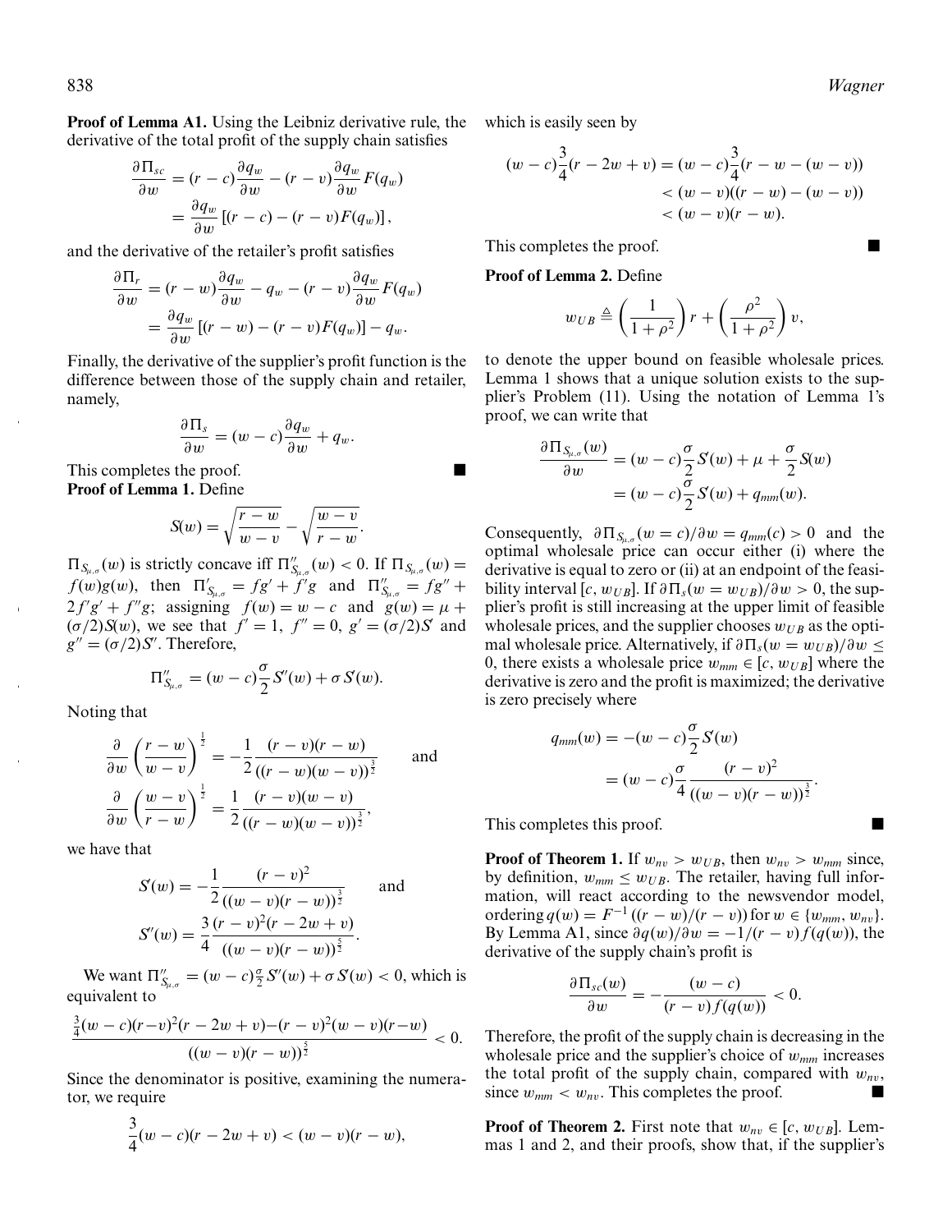**Proof of Lemma A1.** Using the Leibniz derivative rule, the derivative of the total profit of the supply chain satisfies

$$\frac{\partial \Pi_{sc}}{\partial w} = (r-c)\frac{\partial q_w}{\partial w} - (r-v)\frac{\partial q_w}{\partial w} F(q_w) = \frac{\partial q_w}{\partial w}\left[(r-c) - (r-v)F(q_w)\right],$$

and the derivative of the retailer's profit satisfies

$$\frac{\partial \Pi_r}{\partial w} = (r-w)\frac{\partial q_w}{\partial w} - q_w - (r-v)\frac{\partial q_w}{\partial w} F(q_w) = \frac{\partial q_w}{\partial w}\left[(r-w) - (r-v)F(q_w)\right] - q_w.$$

Finally, the derivative of the supplier's profit function is the difference between those of the supply chain and retailer, namely,

$$\frac{\partial \Pi_s}{\partial w} = (w-c)\frac{\partial q_w}{\partial w} + q_w.$$

This completes the proof. ■

**Proof of Lemma 1.** Define

$$S(w) = \sqrt{\frac{r-w}{w-v}} - \sqrt{\frac{w-v}{r-w}}.$$

$\Pi_{S_{\mu,\sigma}}(w)$ is strictly concave iff $\Pi''_{S_{\mu,\sigma}}(w) < 0$. If $\Pi_{S_{\mu,\sigma}}(w) = f(w)g(w)$, then $\Pi'_{S_{\mu,\sigma}} = fg' + f'g$ and $\Pi''_{S_{\mu,\sigma}} = fg'' + 2f'g' + f''g$; assigning $f(w) = w - c$ and $g(w) = \mu + (\sigma/2)S(w)$, we see that $f' = 1$, $f'' = 0$, $g' = (\sigma/2)S'$ and $g'' = (\sigma/2)S''$. Therefore,

$$\Pi''_{S_{\mu,\sigma}} = (w-c)\frac{\sigma}{2}S''(w) + \sigma S'(w).$$

Noting that

$$\frac{\partial}{\partial w}\left(\frac{r-w}{w-v}\right)^{\frac{1}{2}} = -\frac{1}{2}\frac{(r-v)(r-w)}{((r-w)(w-v))^{\frac{3}{2}}} \quad \text{and}$$

$$\frac{\partial}{\partial w}\left(\frac{w-v}{r-w}\right)^{\frac{1}{2}} = \frac{1}{2}\frac{(r-v)(w-v)}{((r-w)(w-v))^{\frac{3}{2}}},$$

we have that

$$S'(w) = -\frac{1}{2}\frac{(r-v)^2}{((w-v)(r-w))^{\frac{3}{2}}} \quad \text{and}$$

$$S''(w) = \frac{3}{4}\frac{(r-v)^2(r-2w+v)}{((w-v)(r-w))^{\frac{5}{2}}}.$$

We want $\Pi''_{S_{\mu,\sigma}} = (w-c)\frac{\sigma}{2}S''(w) + \sigma S'(w) < 0$, which is equivalent to

$$\frac{\frac{3}{4}(w-c)(r-v)^2(r-2w+v) - (r-v)^2(w-v)(r-w)}{((w-v)(r-w))^{\frac{5}{2}}} < 0.$$

Since the denominator is positive, examining the numerator, we require

$$\frac{3}{4}(w-c)(r-2w+v) < (w-v)(r-w),$$

which is easily seen by

$$\begin{aligned}(w-c)\frac{3}{4}(r-2w+v) &= (w-c)\frac{3}{4}(r-w-(w-v)) \\ &< (w-v)((r-w)-(w-v)) \\ &< (w-v)(r-w).\end{aligned}$$

This completes the proof. ■

**Proof of Lemma 2.** Define

$$w_{UB} \triangleq \left(\frac{1}{1+\rho^2}\right)r + \left(\frac{\rho^2}{1+\rho^2}\right)v,$$

to denote the upper bound on feasible wholesale prices. Lemma 1 shows that a unique solution exists to the supplier's Problem (11). Using the notation of Lemma 1's proof, we can write that

$$\frac{\partial \Pi_{S_{\mu,\sigma}}(w)}{\partial w} = (w-c)\frac{\sigma}{2}S'(w) + \mu + \frac{\sigma}{2}S(w) = (w-c)\frac{\sigma}{2}S'(w) + q_{mm}(w).$$

Consequently, $\partial \Pi_{S_{\mu,\sigma}}(w = c)/\partial w = q_{mm}(c) > 0$ and the optimal wholesale price can occur either (i) where the derivative is equal to zero or (ii) at an endpoint of the feasibility interval $[c, w_{UB}]$. If $\partial \Pi_s(w = w_{UB})/\partial w > 0$, the supplier's profit is still increasing at the upper limit of feasible wholesale prices, and the supplier chooses $w_{UB}$ as the optimal wholesale price. Alternatively, if $\partial \Pi_s(w = w_{UB})/\partial w \leq 0$, there exists a wholesale price $w_{mm} \in [c, w_{UB}]$ where the derivative is zero and the profit is maximized; the derivative is zero precisely where

$$q_{mm}(w) = -(w-c)\frac{\sigma}{2}S'(w) = (w-c)\frac{\sigma}{4}\frac{(r-v)^2}{((w-v)(r-w))^{\frac{3}{2}}}.$$

This completes this proof. ■

**Proof of Theorem 1.** If $w_{nv} > w_{UB}$, then $w_{nv} > w_{mm}$ since, by definition, $w_{mm} \leq w_{UB}$. The retailer, having full information, will react according to the newsvendor model, ordering $q(w) = F^{-1}((r-w)/(r-v))$ for $w \in \{w_{mm}, w_{nv}\}$. By Lemma A1, since $\partial q(w)/\partial w = -1/(r-v)f(q(w))$, the derivative of the supply chain's profit is

$$\frac{\partial \Pi_{sc}(w)}{\partial w} = -\frac{(w-c)}{(r-v)f(q(w))} < 0.$$

Therefore, the profit of the supply chain is decreasing in the wholesale price and the supplier's choice of $w_{mm}$ increases the total profit of the supply chain, compared with $w_{nv}$, since $w_{mm} < w_{nv}$. This completes the proof. ■

**Proof of Theorem 2.** First note that $w_{nv} \in [c, w_{UB}]$. Lemmas 1 and 2, and their proofs, show that, if the supplier's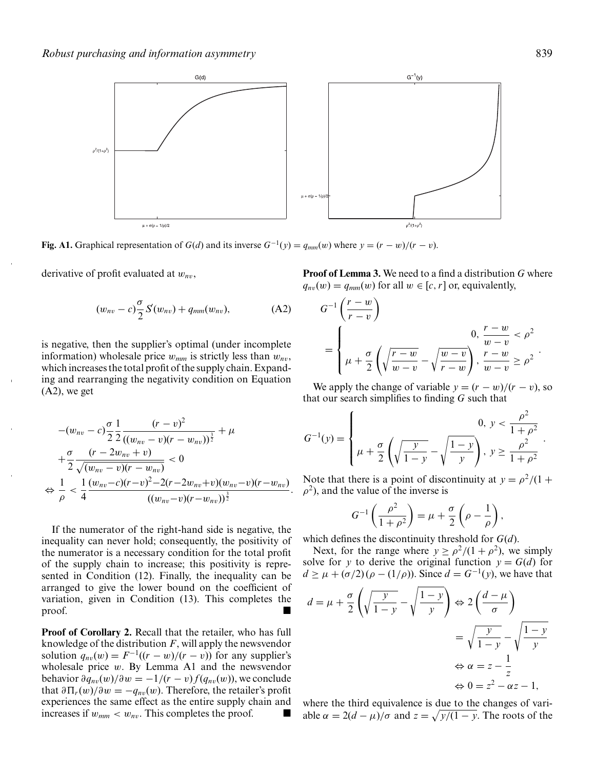G(d)

$\rho^2/(1+\rho^2)$

$\mu + \sigma(\rho - 1/\rho)/2$

$G^{-1}(y)$

$\mu + \sigma(\rho - 1/\rho)/2$

$\rho^2/(1+\rho^2)$

**Fig. A1.** Graphical representation of $G(d)$ and its inverse $G^{-1}(y) = q_{mm}(w)$ where $y = (r - w)/(r - v)$.

derivative of profit evaluated at $w_{nv}$,

$$(w_{nv} - c)\frac{\sigma}{2}S'(w_{nv}) + q_{mm}(w_{nv}), \tag{A2}$$

is negative, then the supplier's optimal (under incomplete information) wholesale price $w_{mm}$ is strictly less than $w_{nv}$, which increases the total profit of the supply chain. Expanding and rearranging the negativity condition on Equation (A2), we get

$$\begin{aligned}
&-(w_{nv} - c)\frac{\sigma}{2}\frac{1}{2}\frac{(r - v)^2}{((w_{nv} - v)(r - w_{nv}))^{\frac{3}{2}}} + \mu \\
&+\frac{\sigma}{2}\frac{(r - 2w_{nv} + v)}{\sqrt{(w_{nv} - v)(r - w_{nv})}} < 0 \\
\Leftrightarrow\ &\frac{1}{\rho} < \frac{1}{4}\frac{(w_{nv}-c)(r-v)^2 - 2(r-2w_{nv}+v)(w_{nv}-v)(r-w_{nv})}{((w_{nv}-v)(r-w_{nv}))^{\frac{3}{2}}}.
\end{aligned}$$

If the numerator of the right-hand side is negative, the inequality can never hold; consequently, the positivity of the numerator is a necessary condition for the total profit of the supply chain to increase; this positivity is represented in Condition (12). Finally, the inequality can be arranged to give the lower bound on the coefficient of variation, given in Condition (13). This completes the proof. ■

**Proof of Corollary 2.** Recall that the retailer, who has full knowledge of the distribution $F$, will apply the newsvendor solution $q_{nv}(w) = F^{-1}((r - w)/(r - v))$ for any supplier's wholesale price $w$. By Lemma A1 and the newsvendor behavior $\partial q_{nv}(w)/\partial w = -1/(r - v)f(q_{nv}(w))$, we conclude that $\partial \Pi_r(w)/\partial w = -q_{nv}(w)$. Therefore, the retailer's profit experiences the same effect as the entire supply chain and increases if $w_{mm} < w_{nv}$. This completes the proof. ■

**Proof of Lemma 3.** We need to a find a distribution $G$ where $q_{nv}(w) = q_{mm}(w)$ for all $w \in [c, r]$ or, equivalently,

$$G^{-1}\left(\frac{r - w}{r - v}\right) = \begin{cases} 0, & \dfrac{r - w}{w - v} < \rho^2 \\ \mu + \dfrac{\sigma}{2}\left(\sqrt{\dfrac{r - w}{w - v}} - \sqrt{\dfrac{w - v}{r - w}}\right), & \dfrac{r - w}{w - v} \geq \rho^2 \end{cases}.$$

We apply the change of variable $y = (r - w)/(r - v)$, so that our search simplifies to finding $G$ such that

$$G^{-1}(y) = \begin{cases} 0, & y < \dfrac{\rho^2}{1 + \rho^2} \\ \mu + \dfrac{\sigma}{2}\left(\sqrt{\dfrac{y}{1 - y}} - \sqrt{\dfrac{1 - y}{y}}\right), & y \geq \dfrac{\rho^2}{1 + \rho^2} \end{cases}.$$

Note that there is a point of discontinuity at $y = \rho^2/(1 + \rho^2)$, and the value of the inverse is

$$G^{-1}\left(\frac{\rho^2}{1 + \rho^2}\right) = \mu + \frac{\sigma}{2}\left(\rho - \frac{1}{\rho}\right),$$

which defines the discontinuity threshold for $G(d)$.

Next, for the range where $y \geq \rho^2/(1 + \rho^2)$, we simply solve for $y$ to derive the original function $y = G(d)$ for $d \geq \mu + (\sigma/2)(\rho - (1/\rho))$. Since $d = G^{-1}(y)$, we have that

$$\begin{aligned}
d = \mu + \frac{\sigma}{2}\left(\sqrt{\frac{y}{1 - y}} - \sqrt{\frac{1 - y}{y}}\right) &\Leftrightarrow 2\left(\frac{d - \mu}{\sigma}\right) \\
&= \sqrt{\frac{y}{1 - y}} - \sqrt{\frac{1 - y}{y}} \\
&\Leftrightarrow \alpha = z - \frac{1}{z} \\
&\Leftrightarrow 0 = z^2 - \alpha z - 1,
\end{aligned}$$

where the third equivalence is due to the changes of variable $\alpha = 2(d - \mu)/\sigma$ and $z = \sqrt{y/(1 - y)}$. The roots of the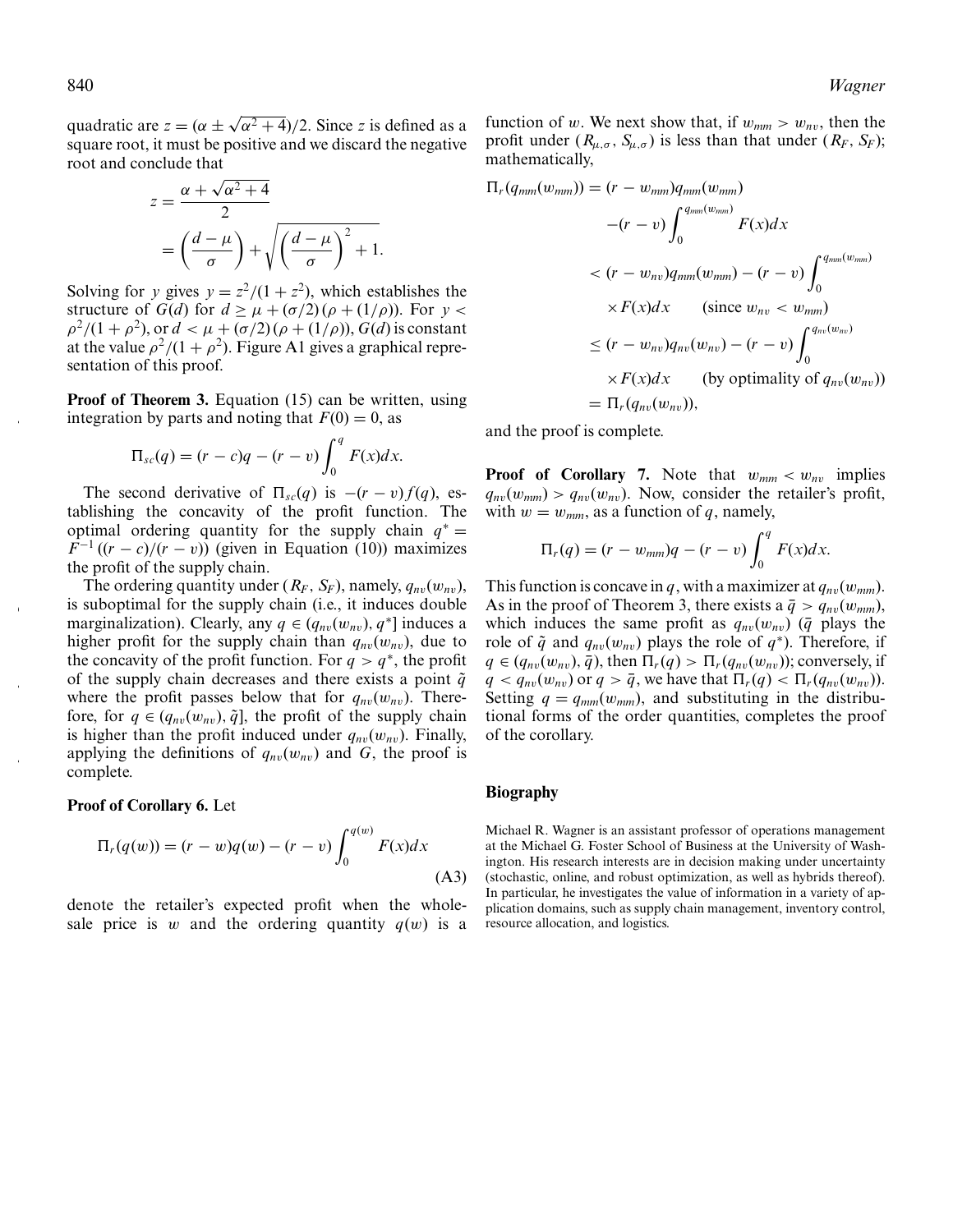quadratic are $z = (\alpha \pm \sqrt{\alpha^2+4})/2$. Since $z$ is defined as a square root, it must be positive and we discard the negative root and conclude that

$$z = \frac{\alpha + \sqrt{\alpha^2+4}}{2} = \left(\frac{d-\mu}{\sigma}\right) + \sqrt{\left(\frac{d-\mu}{\sigma}\right)^2 + 1}.$$

Solving for $y$ gives $y = z^2/(1+z^2)$, which establishes the structure of $G(d)$ for $d \geq \mu + (\sigma/2)(\rho + (1/\rho))$. For $y < \rho^2/(1+\rho^2)$, or $d < \mu + (\sigma/2)(\rho + (1/\rho))$, $G(d)$ is constant at the value $\rho^2/(1+\rho^2)$. Figure A1 gives a graphical representation of this proof.

**Proof of Theorem 3.** Equation (15) can be written, using integration by parts and noting that $F(0) = 0$, as

$$\Pi_{sc}(q) = (r-c)q - (r-v)\int_0^q F(x)dx.$$

The second derivative of $\Pi_{sc}(q)$ is $-(r-v)f(q)$, establishing the concavity of the profit function. The optimal ordering quantity for the supply chain $q^* = F^{-1}((r-c)/(r-v))$ (given in Equation (10)) maximizes the profit of the supply chain.

The ordering quantity under $(R_F, S_F)$, namely, $q_{nv}(w_{nv})$, is suboptimal for the supply chain (i.e., it induces double marginalization). Clearly, any $q \in (q_{nv}(w_{nv}), q^*]$ induces a higher profit for the supply chain than $q_{nv}(w_{nv})$, due to the concavity of the profit function. For $q > q^*$, the profit of the supply chain decreases and there exists a point $\tilde{q}$ where the profit passes below that for $q_{nv}(w_{nv})$. Therefore, for $q \in (q_{nv}(w_{nv}), \tilde{q}]$, the profit of the supply chain is higher than the profit induced under $q_{nv}(w_{nv})$. Finally, applying the definitions of $q_{nv}(w_{nv})$ and $G$, the proof is complete.

**Proof of Corollary 6.** Let

$$\Pi_r(q(w)) = (r-w)q(w) - (r-v)\int_0^{q(w)} F(x)dx \tag{A3}$$

denote the retailer's expected profit when the wholesale price is $w$ and the ordering quantity $q(w)$ is a function of $w$. We next show that, if $w_{mm} > w_{nv}$, then the profit under $(R_{\mu,\sigma}, S_{\mu,\sigma})$ is less than that under $(R_F, S_F)$; mathematically,

$$\begin{aligned}
\Pi_r(q_{mm}(w_{mm})) &= (r-w_{mm})q_{mm}(w_{mm}) - (r-v)\int_0^{q_{mm}(w_{mm})} F(x)dx \\
&< (r-w_{nv})q_{mm}(w_{mm}) - (r-v)\int_0^{q_{mm}(w_{mm})} F(x)dx \qquad (\text{since } w_{nv} < w_{mm}) \\
&\leq (r-w_{nv})q_{nv}(w_{nv}) - (r-v)\int_0^{q_{nv}(w_{nv})} F(x)dx \qquad (\text{by optimality of } q_{nv}(w_{nv})) \\
&= \Pi_r(q_{nv}(w_{nv})),
\end{aligned}$$

and the proof is complete.

**Proof of Corollary 7.** Note that $w_{mm} < w_{nv}$ implies $q_{nv}(w_{mm}) > q_{nv}(w_{nv})$. Now, consider the retailer's profit, with $w = w_{mm}$, as a function of $q$, namely,

$$\Pi_r(q) = (r-w_{mm})q - (r-v)\int_0^q F(x)dx.$$

This function is concave in $q$, with a maximizer at $q_{nv}(w_{mm})$. As in the proof of Theorem 3, there exists a $\bar{q} > q_{nv}(w_{mm})$, which induces the same profit as $q_{nv}(w_{nv})$ ($\bar{q}$ plays the role of $\tilde{q}$ and $q_{nv}(w_{nv})$ plays the role of $q^*$). Therefore, if $q \in (q_{nv}(w_{nv}), \bar{q})$, then $\Pi_r(q) > \Pi_r(q_{nv}(w_{nv}))$; conversely, if $q < q_{nv}(w_{nv})$ or $q > \bar{q}$, we have that $\Pi_r(q) < \Pi_r(q_{nv}(w_{nv}))$. Setting $q = q_{mm}(w_{mm})$, and substituting in the distributional forms of the order quantities, completes the proof of the corollary.

## Biography

Michael R. Wagner is an assistant professor of operations management at the Michael G. Foster School of Business at the University of Washington. His research interests are in decision making under uncertainty (stochastic, online, and robust optimization, as well as hybrids thereof). In particular, he investigates the value of information in a variety of application domains, such as supply chain management, inventory control, resource allocation, and logistics.